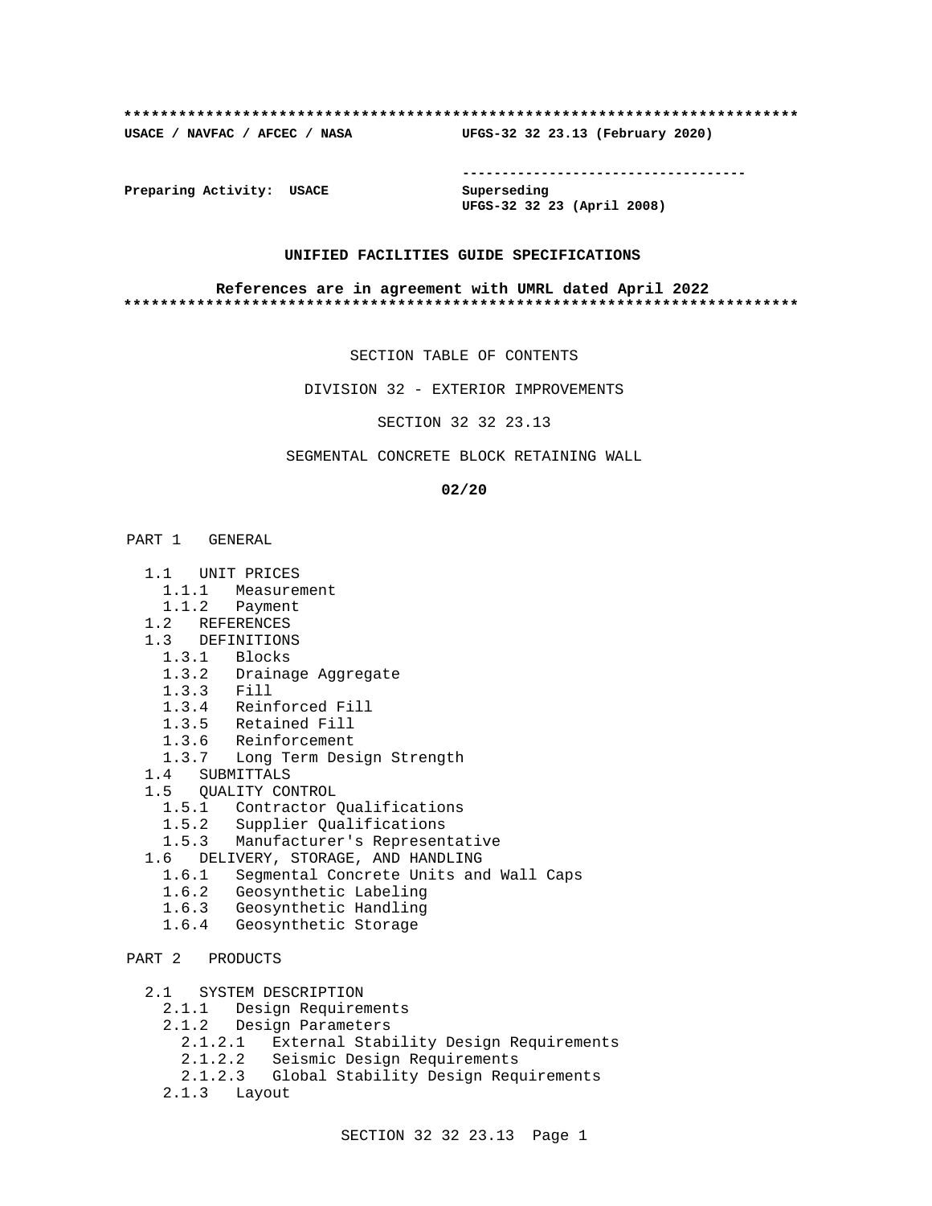**************************************************************************

**USACE / NAVFAC / AFCEC / NASA** **UFGS-32 32 23.13 (February 2020)**

-----------------------------------

**Preparing Activity: USACE** **Superseding**
**UFGS-32 32 23 (April 2008)**

**UNIFIED FACILITIES GUIDE SPECIFICATIONS**

**References are in agreement with UMRL dated April 2022**

**************************************************************************

SECTION TABLE OF CONTENTS

DIVISION 32 - EXTERIOR IMPROVEMENTS

SECTION 32 32 23.13

SEGMENTAL CONCRETE BLOCK RETAINING WALL

**02/20**

PART 1 GENERAL

- 1.1 UNIT PRICES
  - 1.1.1 Measurement
  - 1.1.2 Payment
- 1.2 REFERENCES
- 1.3 DEFINITIONS
  - 1.3.1 Blocks
  - 1.3.2 Drainage Aggregate
  - 1.3.3 Fill
  - 1.3.4 Reinforced Fill
  - 1.3.5 Retained Fill
  - 1.3.6 Reinforcement
  - 1.3.7 Long Term Design Strength
- 1.4 SUBMITTALS
- 1.5 QUALITY CONTROL
  - 1.5.1 Contractor Qualifications
  - 1.5.2 Supplier Qualifications
  - 1.5.3 Manufacturer's Representative
- 1.6 DELIVERY, STORAGE, AND HANDLING
  - 1.6.1 Segmental Concrete Units and Wall Caps
  - 1.6.2 Geosynthetic Labeling
  - 1.6.3 Geosynthetic Handling
  - 1.6.4 Geosynthetic Storage

PART 2 PRODUCTS

- 2.1 SYSTEM DESCRIPTION
  - 2.1.1 Design Requirements
  - 2.1.2 Design Parameters
    - 2.1.2.1 External Stability Design Requirements
    - 2.1.2.2 Seismic Design Requirements
    - 2.1.2.3 Global Stability Design Requirements
  - 2.1.3 Layout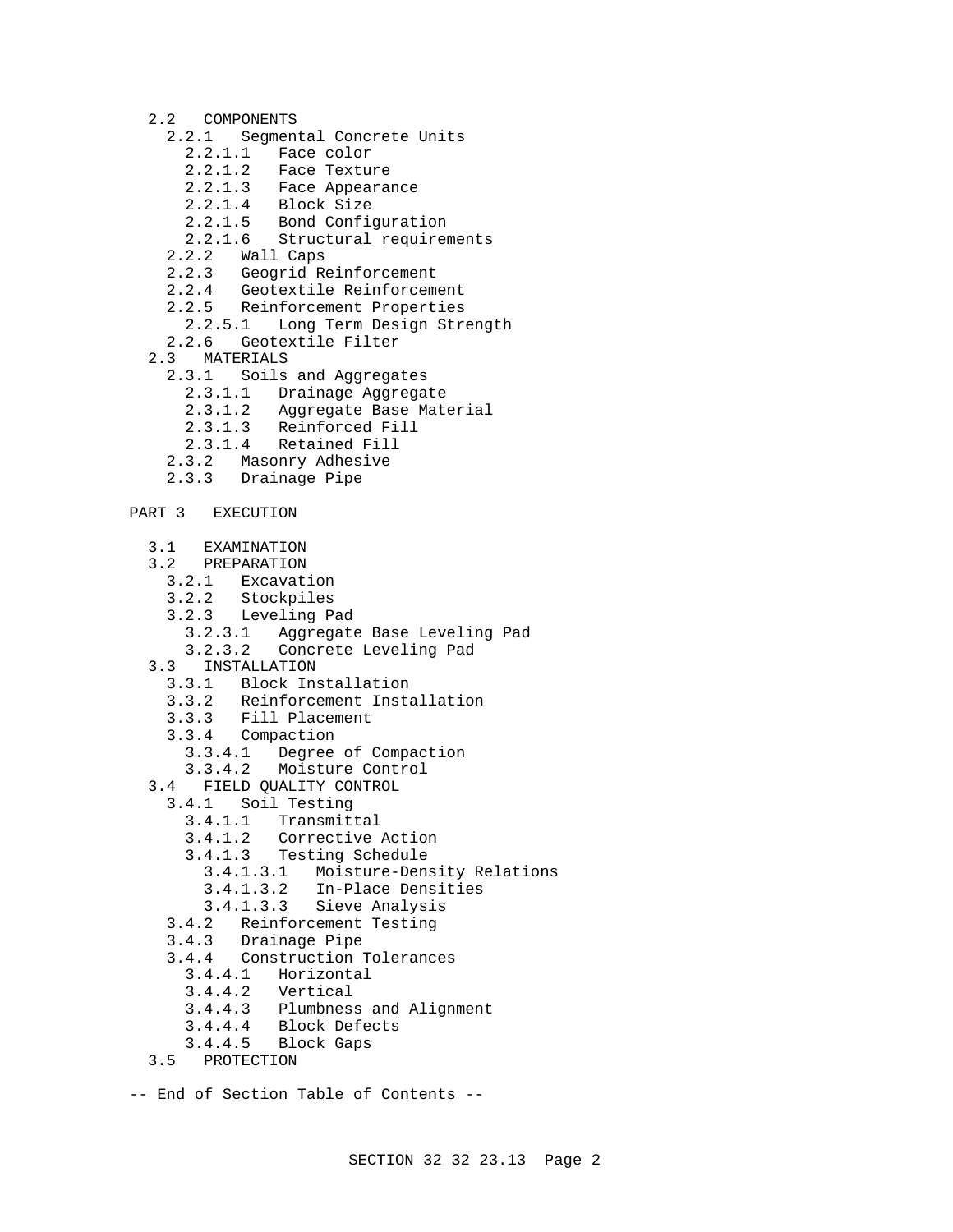- 2.2 COMPONENTS
  - 2.2.1 Segmental Concrete Units
    - 2.2.1.1 Face color
    - 2.2.1.2 Face Texture
    - 2.2.1.3 Face Appearance
    - 2.2.1.4 Block Size
    - 2.2.1.5 Bond Configuration
    - 2.2.1.6 Structural requirements
  - 2.2.2 Wall Caps
  - 2.2.3 Geogrid Reinforcement
  - 2.2.4 Geotextile Reinforcement
  - 2.2.5 Reinforcement Properties
    - 2.2.5.1 Long Term Design Strength
  - 2.2.6 Geotextile Filter
- 2.3 MATERIALS
  - 2.3.1 Soils and Aggregates
    - 2.3.1.1 Drainage Aggregate
    - 2.3.1.2 Aggregate Base Material
    - 2.3.1.3 Reinforced Fill
    - 2.3.1.4 Retained Fill
  - 2.3.2 Masonry Adhesive
  - 2.3.3 Drainage Pipe

PART 3 EXECUTION

- 3.1 EXAMINATION
- 3.2 PREPARATION
  - 3.2.1 Excavation
  - 3.2.2 Stockpiles
  - 3.2.3 Leveling Pad
    - 3.2.3.1 Aggregate Base Leveling Pad
    - 3.2.3.2 Concrete Leveling Pad
- 3.3 INSTALLATION
  - 3.3.1 Block Installation
  - 3.3.2 Reinforcement Installation
  - 3.3.3 Fill Placement
  - 3.3.4 Compaction
    - 3.3.4.1 Degree of Compaction
    - 3.3.4.2 Moisture Control
- 3.4 FIELD QUALITY CONTROL
  - 3.4.1 Soil Testing
    - 3.4.1.1 Transmittal
    - 3.4.1.2 Corrective Action
    - 3.4.1.3 Testing Schedule
      - 3.4.1.3.1 Moisture-Density Relations
      - 3.4.1.3.2 In-Place Densities
      - 3.4.1.3.3 Sieve Analysis
  - 3.4.2 Reinforcement Testing
  - 3.4.3 Drainage Pipe
  - 3.4.4 Construction Tolerances
    - 3.4.4.1 Horizontal
    - 3.4.4.2 Vertical
    - 3.4.4.3 Plumbness and Alignment
    - 3.4.4.4 Block Defects
    - 3.4.4.5 Block Gaps
- 3.5 PROTECTION

-- End of Section Table of Contents --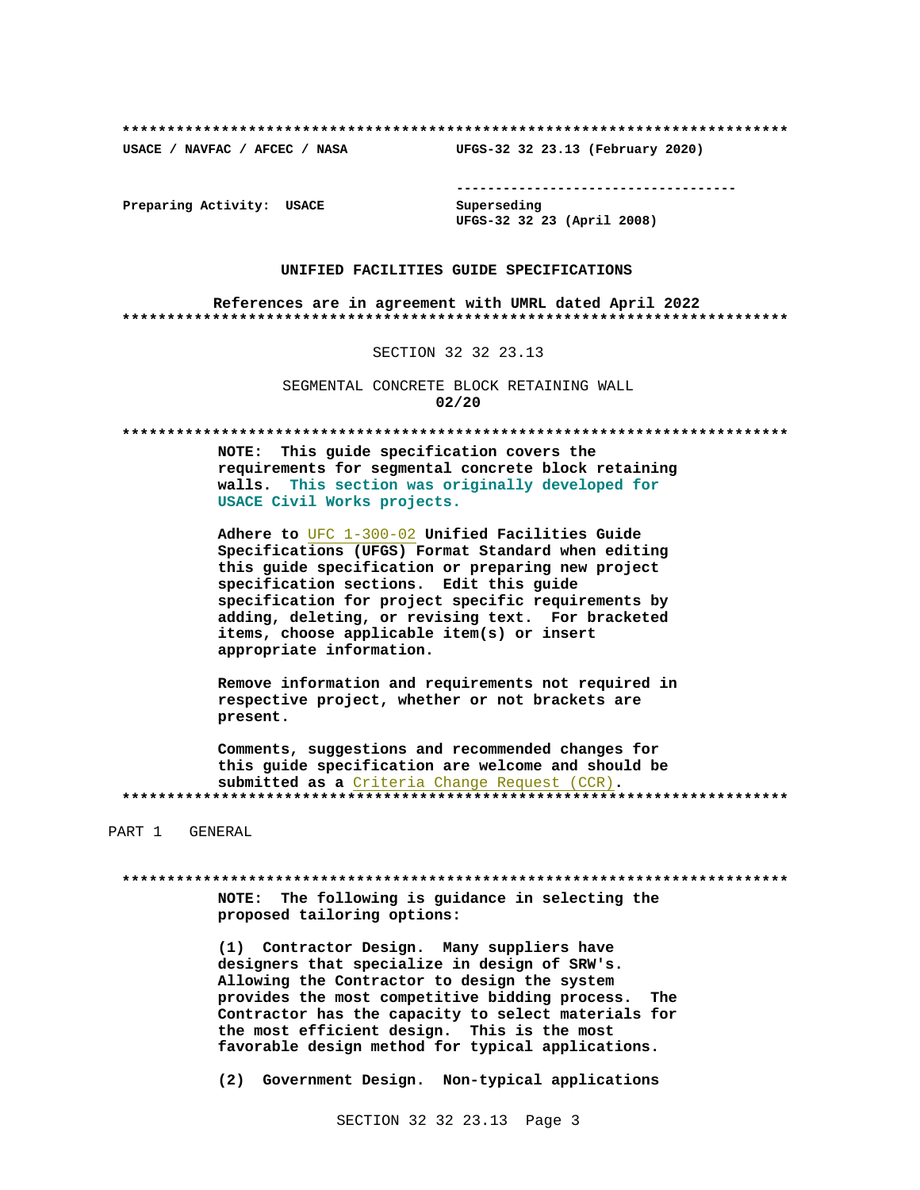**************************************************************************

USACE / NAVFAC / AFCEC / NASA UFGS-32 32 23.13 (February 2020)

-----------------------------------

Preparing Activity: USACE Superseding
UFGS-32 32 23 (April 2008)

**UNIFIED FACILITIES GUIDE SPECIFICATIONS**

**References are in agreement with UMRL dated April 2022**

**************************************************************************

SECTION 32 32 23.13

SEGMENTAL CONCRETE BLOCK RETAINING WALL
**02/20**

**************************************************************************

**NOTE: This guide specification covers the requirements for segmental concrete block retaining walls. This section was originally developed for USACE Civil Works projects.**

**Adhere to UFC 1-300-02 Unified Facilities Guide Specifications (UFGS) Format Standard when editing this guide specification or preparing new project specification sections. Edit this guide specification for project specific requirements by adding, deleting, or revising text. For bracketed items, choose applicable item(s) or insert appropriate information.**

**Remove information and requirements not required in respective project, whether or not brackets are present.**

**Comments, suggestions and recommended changes for this guide specification are welcome and should be submitted as a Criteria Change Request (CCR).**

**************************************************************************

PART 1 GENERAL

**************************************************************************

**NOTE: The following is guidance in selecting the proposed tailoring options:**

**(1) Contractor Design. Many suppliers have designers that specialize in design of SRW's. Allowing the Contractor to design the system provides the most competitive bidding process. The Contractor has the capacity to select materials for the most efficient design. This is the most favorable design method for typical applications.**

**(2) Government Design. Non-typical applications**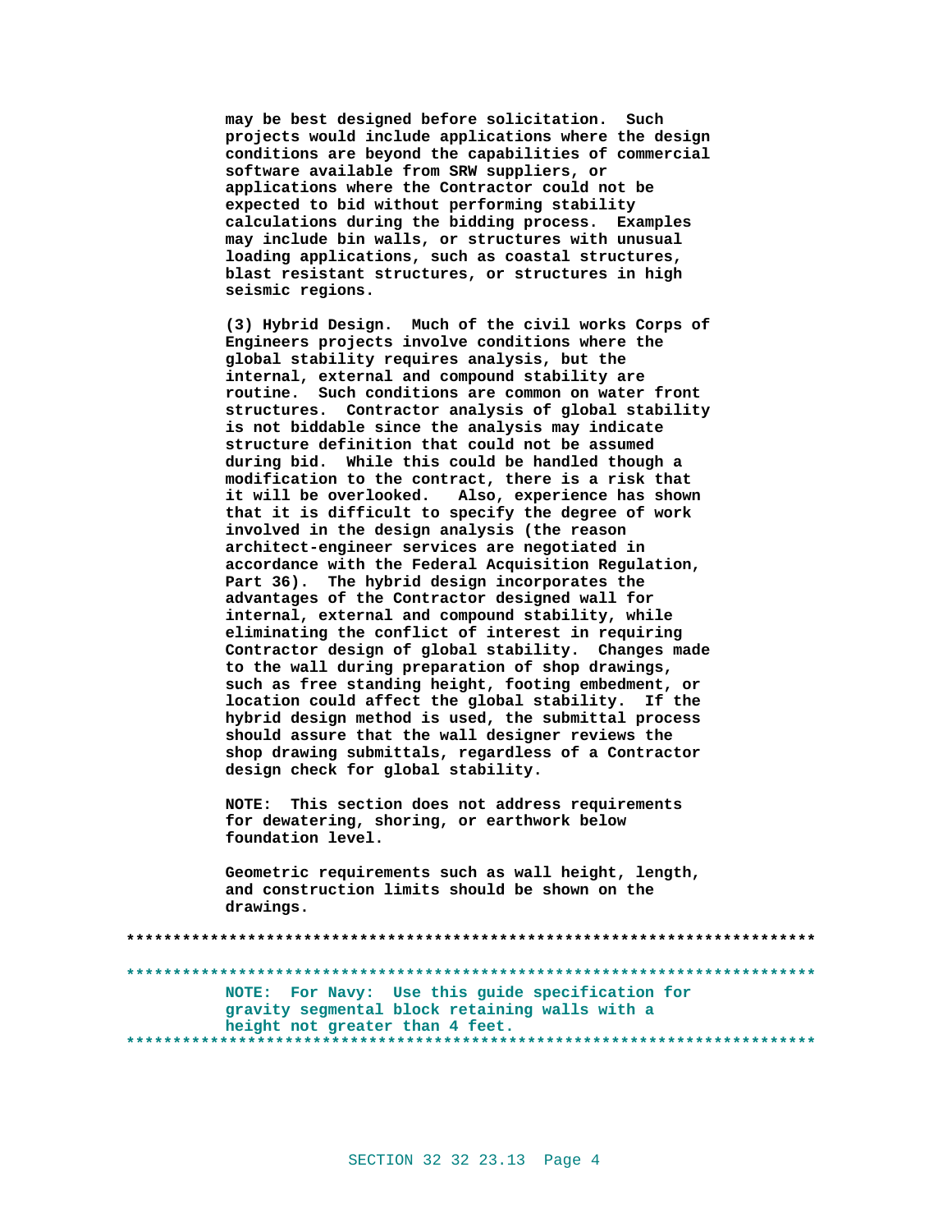may be best designed before solicitation. Such projects would include applications where the design conditions are beyond the capabilities of commercial software available from SRW suppliers, or applications where the Contractor could not be expected to bid without performing stability calculations during the bidding process. Examples may include bin walls, or structures with unusual loading applications, such as coastal structures, blast resistant structures, or structures in high seismic regions.

(3) Hybrid Design. Much of the civil works Corps of Engineers projects involve conditions where the global stability requires analysis, but the internal, external and compound stability are routine. Such conditions are common on water front structures. Contractor analysis of global stability is not biddable since the analysis may indicate structure definition that could not be assumed during bid. While this could be handled though a modification to the contract, there is a risk that it will be overlooked. Also, experience has shown that it is difficult to specify the degree of work involved in the design analysis (the reason architect-engineer services are negotiated in accordance with the Federal Acquisition Regulation, Part 36). The hybrid design incorporates the advantages of the Contractor designed wall for internal, external and compound stability, while eliminating the conflict of interest in requiring Contractor design of global stability. Changes made to the wall during preparation of shop drawings, such as free standing height, footing embedment, or location could affect the global stability. If the hybrid design method is used, the submittal process should assure that the wall designer reviews the shop drawing submittals, regardless of a Contractor design check for global stability.

NOTE: This section does not address requirements for dewatering, shoring, or earthwork below foundation level.

Geometric requirements such as wall height, length, and construction limits should be shown on the drawings.

**************************************************************************

**************************************************************************

NOTE: For Navy: Use this guide specification for gravity segmental block retaining walls with a height not greater than 4 feet.

**************************************************************************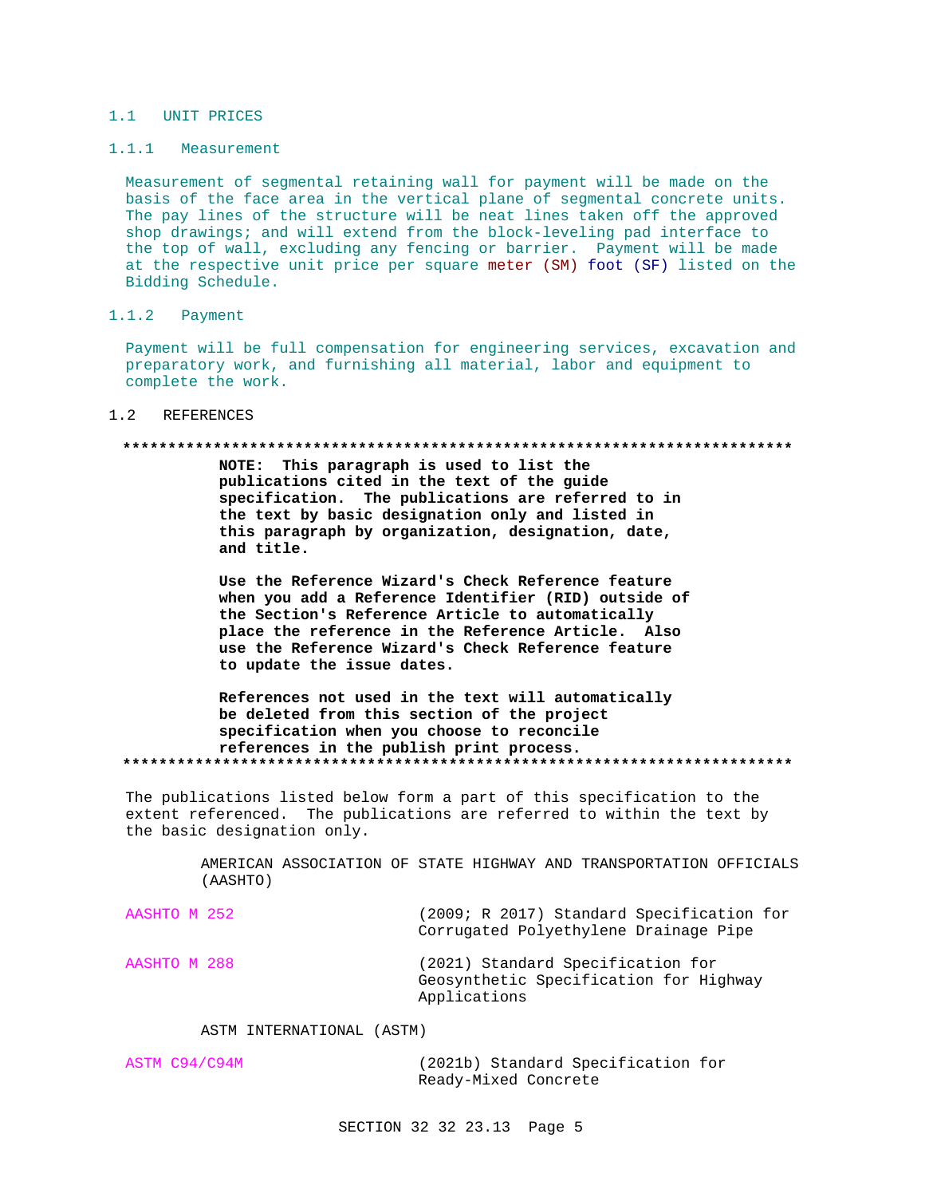## 1.1 UNIT PRICES

### 1.1.1 Measurement

Measurement of segmental retaining wall for payment will be made on the basis of the face area in the vertical plane of segmental concrete units. The pay lines of the structure will be neat lines taken off the approved shop drawings; and will extend from the block-leveling pad interface to the top of wall, excluding any fencing or barrier. Payment will be made at the respective unit price per square meter (SM) foot (SF) listed on the Bidding Schedule.

### 1.1.2 Payment

Payment will be full compensation for engineering services, excavation and preparatory work, and furnishing all material, labor and equipment to complete the work.

## 1.2 REFERENCES

**************************************************************************

**NOTE: This paragraph is used to list the publications cited in the text of the guide specification. The publications are referred to in the text by basic designation only and listed in this paragraph by organization, designation, date, and title.**

**Use the Reference Wizard's Check Reference feature when you add a Reference Identifier (RID) outside of the Section's Reference Article to automatically place the reference in the Reference Article. Also use the Reference Wizard's Check Reference feature to update the issue dates.**

**References not used in the text will automatically be deleted from this section of the project specification when you choose to reconcile references in the publish print process.**

**************************************************************************

The publications listed below form a part of this specification to the extent referenced. The publications are referred to within the text by the basic designation only.

AMERICAN ASSOCIATION OF STATE HIGHWAY AND TRANSPORTATION OFFICIALS (AASHTO)

AASHTO M 252 (2009; R 2017) Standard Specification for Corrugated Polyethylene Drainage Pipe

AASHTO M 288 (2021) Standard Specification for Geosynthetic Specification for Highway Applications

ASTM INTERNATIONAL (ASTM)

ASTM C94/C94M (2021b) Standard Specification for Ready-Mixed Concrete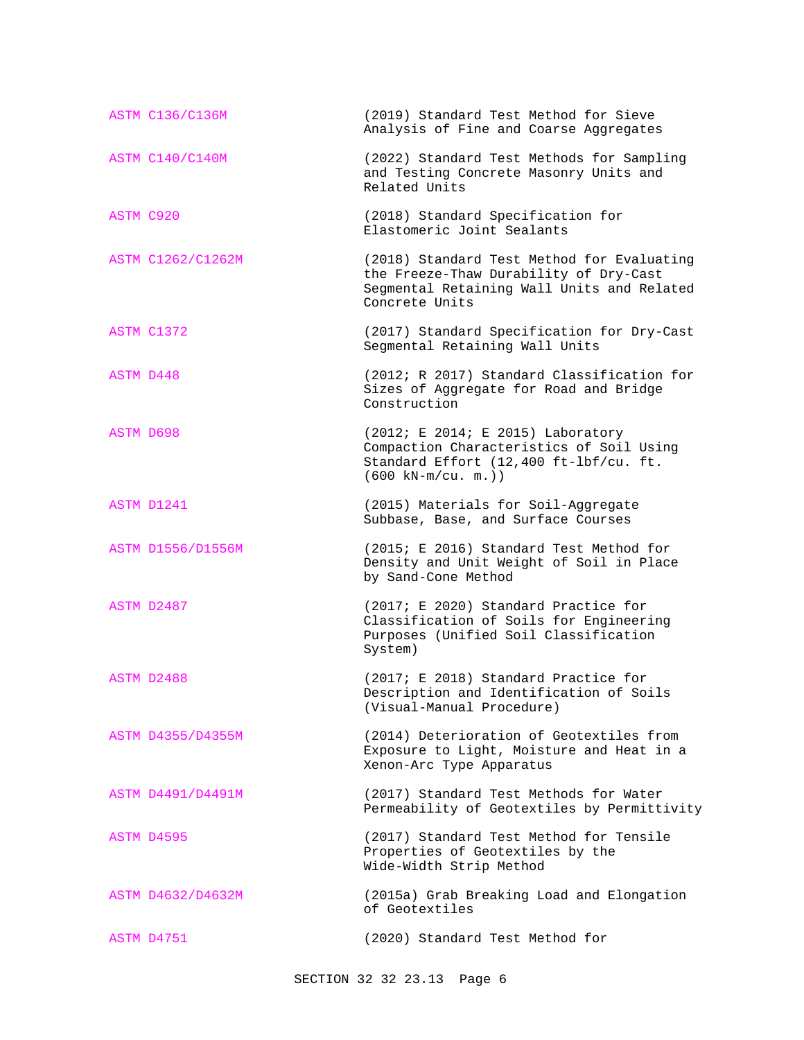| | |
|---|---|
| ASTM C136/C136M | (2019) Standard Test Method for Sieve Analysis of Fine and Coarse Aggregates |
| ASTM C140/C140M | (2022) Standard Test Methods for Sampling and Testing Concrete Masonry Units and Related Units |
| ASTM C920 | (2018) Standard Specification for Elastomeric Joint Sealants |
| ASTM C1262/C1262M | (2018) Standard Test Method for Evaluating the Freeze-Thaw Durability of Dry-Cast Segmental Retaining Wall Units and Related Concrete Units |
| ASTM C1372 | (2017) Standard Specification for Dry-Cast Segmental Retaining Wall Units |
| ASTM D448 | (2012; R 2017) Standard Classification for Sizes of Aggregate for Road and Bridge Construction |
| ASTM D698 | (2012; E 2014; E 2015) Laboratory Compaction Characteristics of Soil Using Standard Effort (12,400 ft-lbf/cu. ft. (600 kN-m/cu. m.)) |
| ASTM D1241 | (2015) Materials for Soil-Aggregate Subbase, Base, and Surface Courses |
| ASTM D1556/D1556M | (2015; E 2016) Standard Test Method for Density and Unit Weight of Soil in Place by Sand-Cone Method |
| ASTM D2487 | (2017; E 2020) Standard Practice for Classification of Soils for Engineering Purposes (Unified Soil Classification System) |
| ASTM D2488 | (2017; E 2018) Standard Practice for Description and Identification of Soils (Visual-Manual Procedure) |
| ASTM D4355/D4355M | (2014) Deterioration of Geotextiles from Exposure to Light, Moisture and Heat in a Xenon-Arc Type Apparatus |
| ASTM D4491/D4491M | (2017) Standard Test Methods for Water Permeability of Geotextiles by Permittivity |
| ASTM D4595 | (2017) Standard Test Method for Tensile Properties of Geotextiles by the Wide-Width Strip Method |
| ASTM D4632/D4632M | (2015a) Grab Breaking Load and Elongation of Geotextiles |
| ASTM D4751 | (2020) Standard Test Method for |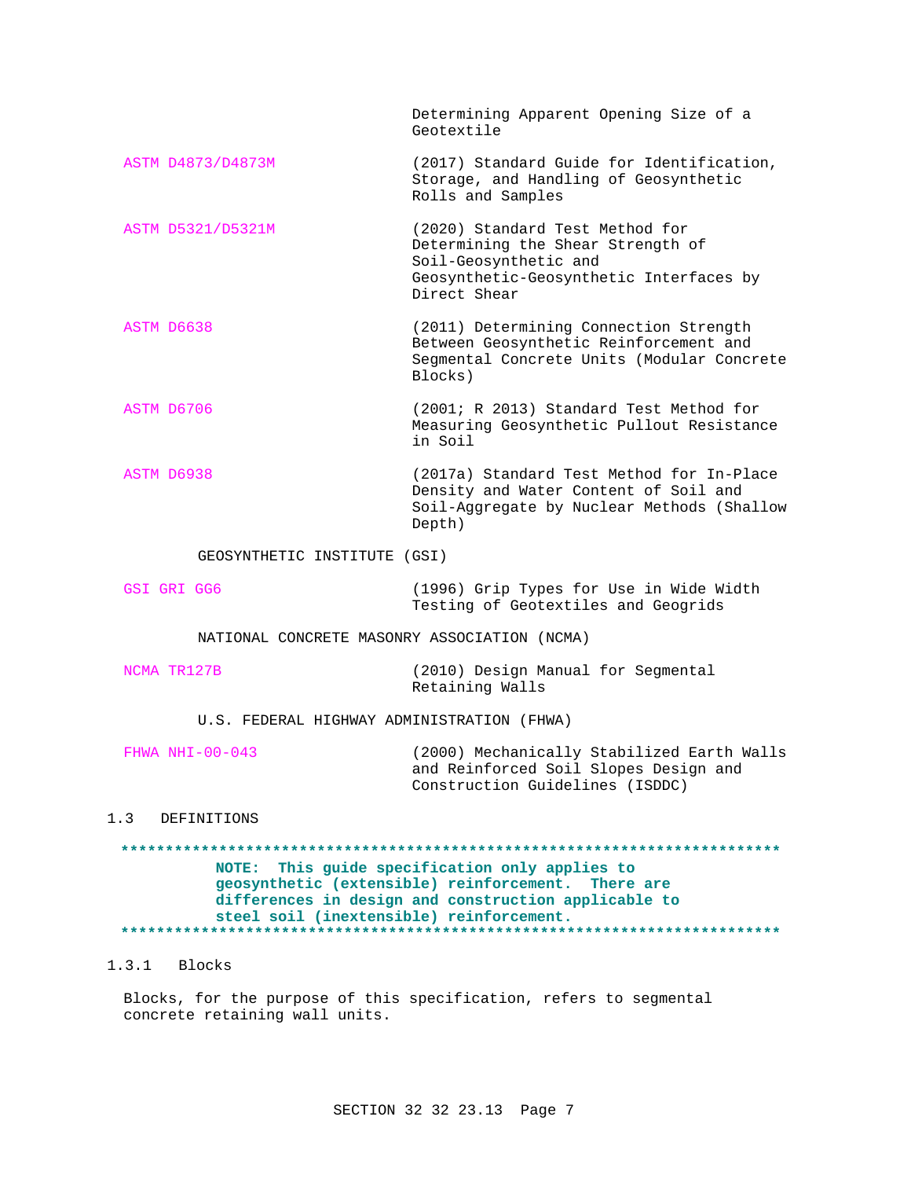Determining Apparent Opening Size of a Geotextile

ASTM D4873/D4873M (2017) Standard Guide for Identification, Storage, and Handling of Geosynthetic Rolls and Samples

ASTM D5321/D5321M (2020) Standard Test Method for Determining the Shear Strength of Soil-Geosynthetic and Geosynthetic-Geosynthetic Interfaces by Direct Shear

ASTM D6638 (2011) Determining Connection Strength Between Geosynthetic Reinforcement and Segmental Concrete Units (Modular Concrete Blocks)

ASTM D6706 (2001; R 2013) Standard Test Method for Measuring Geosynthetic Pullout Resistance in Soil

ASTM D6938 (2017a) Standard Test Method for In-Place Density and Water Content of Soil and Soil-Aggregate by Nuclear Methods (Shallow Depth)

GEOSYNTHETIC INSTITUTE (GSI)

GSI GRI GG6 (1996) Grip Types for Use in Wide Width Testing of Geotextiles and Geogrids

NATIONAL CONCRETE MASONRY ASSOCIATION (NCMA)

NCMA TR127B (2010) Design Manual for Segmental Retaining Walls

U.S. FEDERAL HIGHWAY ADMINISTRATION (FHWA)

FHWA NHI-00-043 (2000) Mechanically Stabilized Earth Walls and Reinforced Soil Slopes Design and Construction Guidelines (ISDDC)

## 1.3 DEFINITIONS

**************************************************************************

**NOTE: This guide specification only applies to geosynthetic (extensible) reinforcement. There are differences in design and construction applicable to steel soil (inextensible) reinforcement.**

**************************************************************************

### 1.3.1 Blocks

Blocks, for the purpose of this specification, refers to segmental concrete retaining wall units.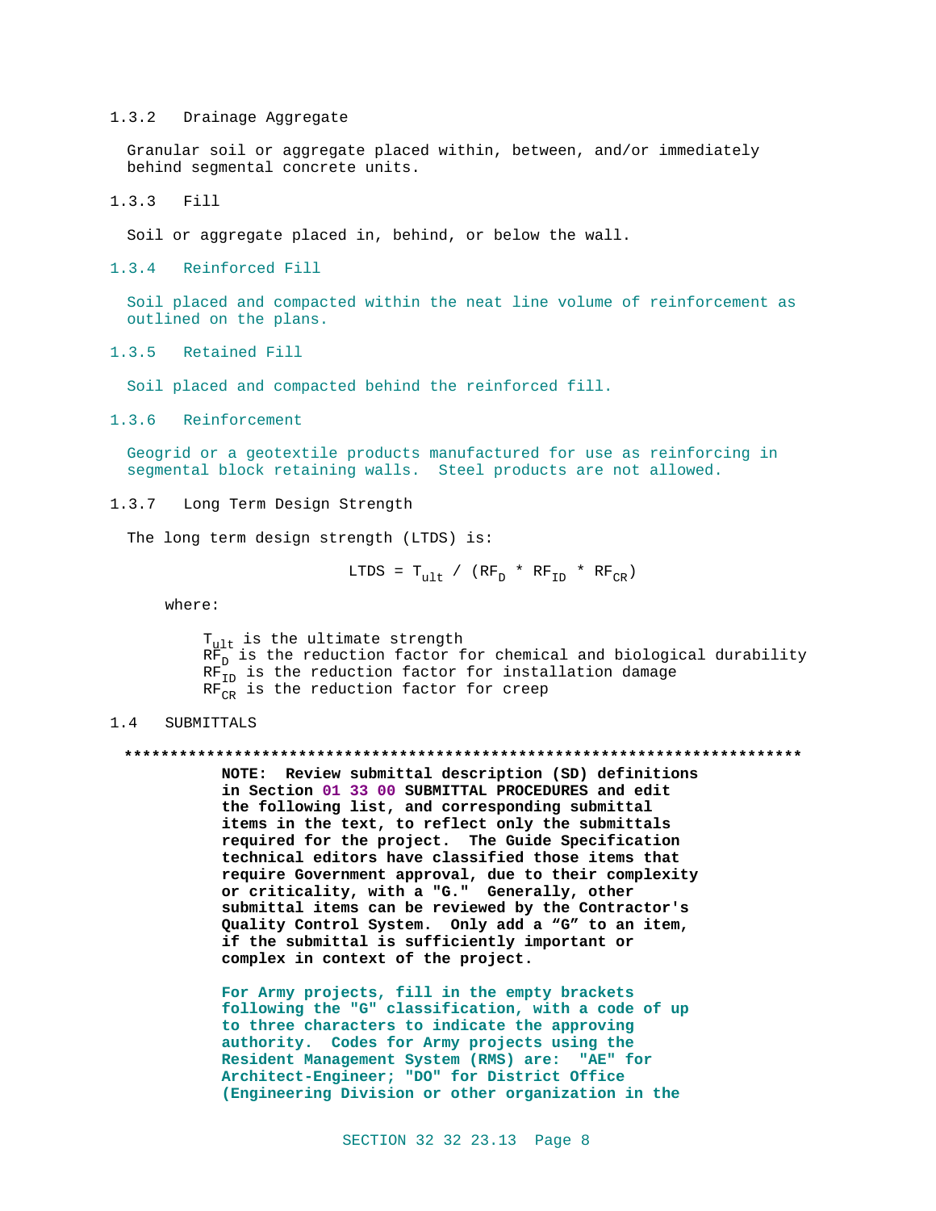### 1.3.2 Drainage Aggregate

Granular soil or aggregate placed within, between, and/or immediately behind segmental concrete units.

### 1.3.3 Fill

Soil or aggregate placed in, behind, or below the wall.

### 1.3.4 Reinforced Fill

Soil placed and compacted within the neat line volume of reinforcement as outlined on the plans.

### 1.3.5 Retained Fill

Soil placed and compacted behind the reinforced fill.

### 1.3.6 Reinforcement

Geogrid or a geotextile products manufactured for use as reinforcing in segmental block retaining walls. Steel products are not allowed.

### 1.3.7 Long Term Design Strength

The long term design strength (LTDS) is:

$$LTDS = T_{ult} / (RF_D * RF_{ID} * RF_{CR})$$

where:

$T_{ult}$ is the ultimate strength
$RF_D$ is the reduction factor for chemical and biological durability
$RF_{ID}$ is the reduction factor for installation damage
$RF_{CR}$ is the reduction factor for creep

## 1.4 SUBMITTALS

**************************************************************************

**NOTE: Review submittal description (SD) definitions in Section 01 33 00 SUBMITTAL PROCEDURES and edit the following list, and corresponding submittal items in the text, to reflect only the submittals required for the project. The Guide Specification technical editors have classified those items that require Government approval, due to their complexity or criticality, with a "G." Generally, other submittal items can be reviewed by the Contractor's Quality Control System. Only add a "G" to an item, if the submittal is sufficiently important or complex in context of the project.**

**For Army projects, fill in the empty brackets following the "G" classification, with a code of up to three characters to indicate the approving authority. Codes for Army projects using the Resident Management System (RMS) are: "AE" for Architect-Engineer; "DO" for District Office (Engineering Division or other organization in the**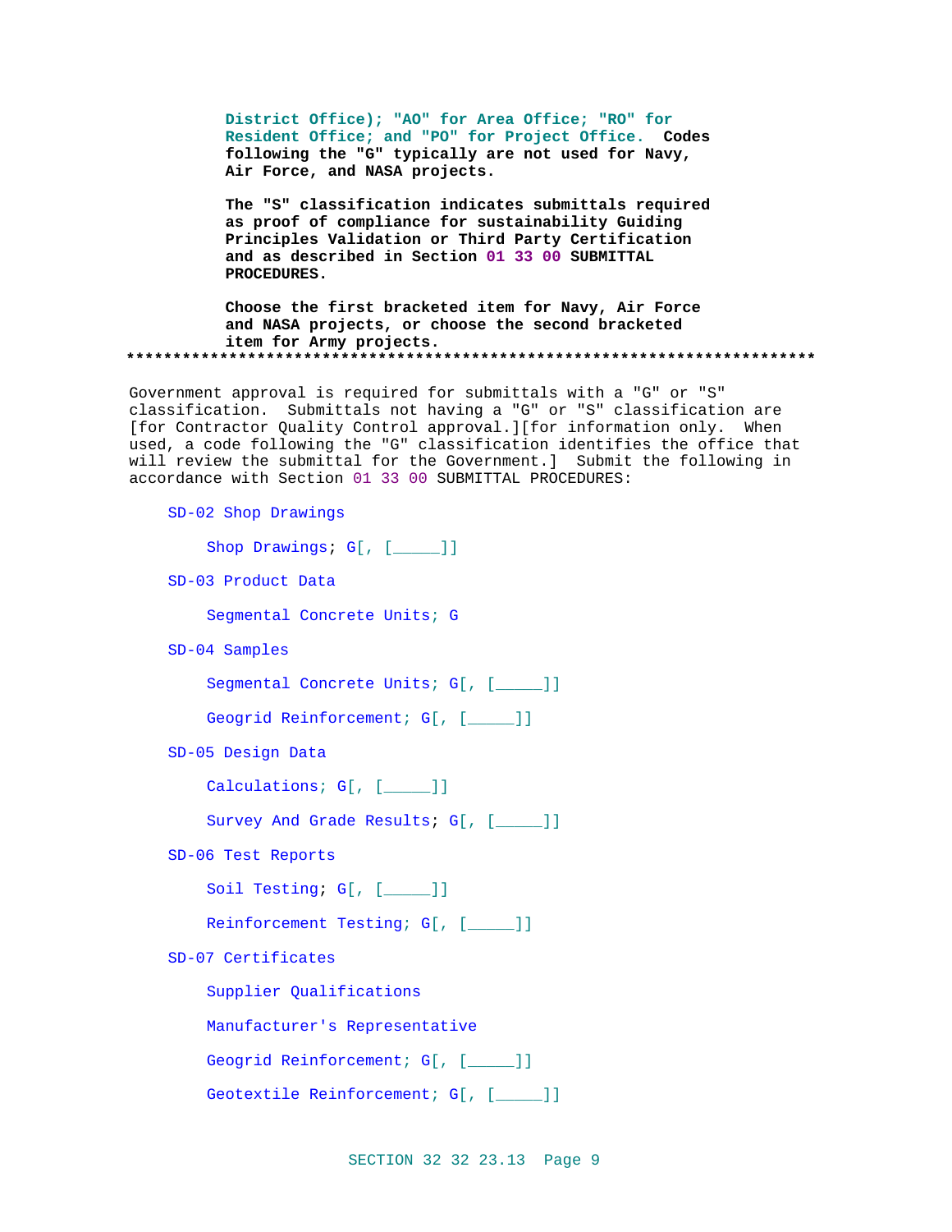District Office); "AO" for Area Office; "RO" for Resident Office; and "PO" for Project Office. Codes following the "G" typically are not used for Navy, Air Force, and NASA projects.

The "S" classification indicates submittals required as proof of compliance for sustainability Guiding Principles Validation or Third Party Certification and as described in Section 01 33 00 SUBMITTAL PROCEDURES.

Choose the first bracketed item for Navy, Air Force and NASA projects, or choose the second bracketed item for Army projects.
**************************************************************************

Government approval is required for submittals with a "G" or "S" classification. Submittals not having a "G" or "S" classification are [for Contractor Quality Control approval.][for information only. When used, a code following the "G" classification identifies the office that will review the submittal for the Government.] Submit the following in accordance with Section 01 33 00 SUBMITTAL PROCEDURES:

SD-02 Shop Drawings

Shop Drawings; G[, [_____]]

SD-03 Product Data

Segmental Concrete Units; G

SD-04 Samples

Segmental Concrete Units; G[, [_____]]

Geogrid Reinforcement; G[, [_____]]

SD-05 Design Data

Calculations; G[, [_____]]

Survey And Grade Results; G[, [_____]]

SD-06 Test Reports

Soil Testing; G[, [_____]]

Reinforcement Testing; G[, [_____]]

SD-07 Certificates

Supplier Qualifications

Manufacturer's Representative

Geogrid Reinforcement; G[, [_____]]

Geotextile Reinforcement; G[, [_____]]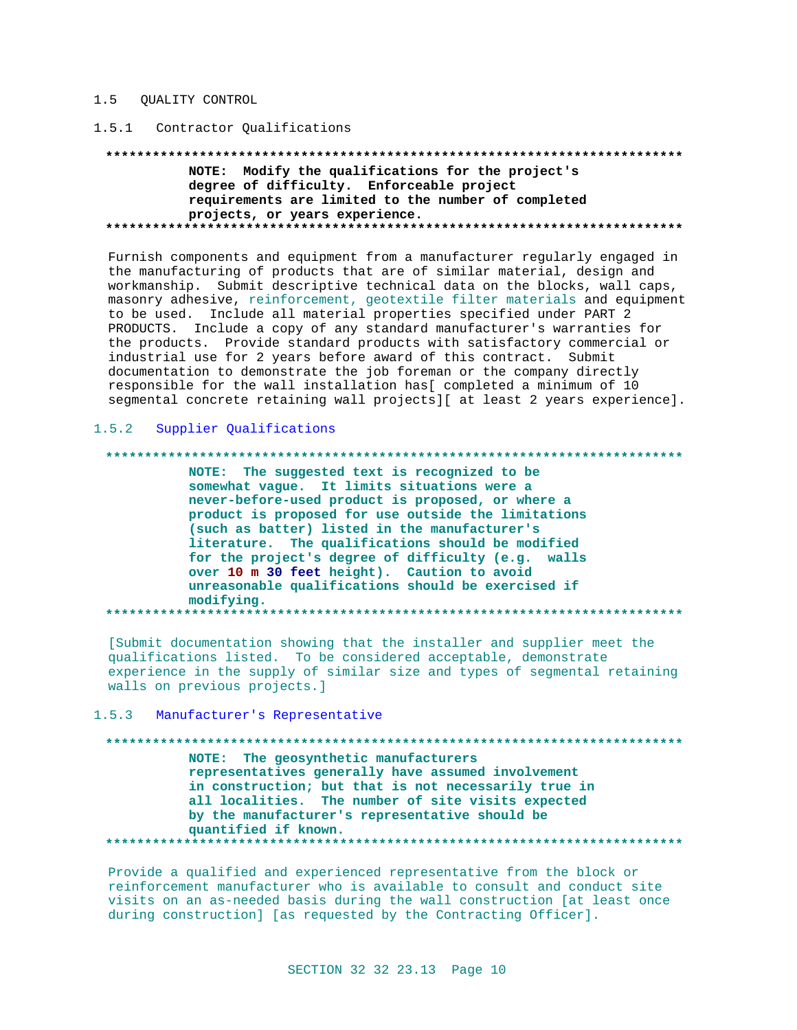## 1.5 QUALITY CONTROL

### 1.5.1 Contractor Qualifications

**************************************************************************

**NOTE: Modify the qualifications for the project's degree of difficulty. Enforceable project requirements are limited to the number of completed projects, or years experience.**

**************************************************************************

Furnish components and equipment from a manufacturer regularly engaged in the manufacturing of products that are of similar material, design and workmanship. Submit descriptive technical data on the blocks, wall caps, masonry adhesive, reinforcement, geotextile filter materials and equipment to be used. Include all material properties specified under PART 2 PRODUCTS. Include a copy of any standard manufacturer's warranties for the products. Provide standard products with satisfactory commercial or industrial use for 2 years before award of this contract. Submit documentation to demonstrate the job foreman or the company directly responsible for the wall installation has[ completed a minimum of 10 segmental concrete retaining wall projects][ at least 2 years experience].

### 1.5.2 Supplier Qualifications

**************************************************************************

**NOTE: The suggested text is recognized to be somewhat vague. It limits situations were a never-before-used product is proposed, or where a product is proposed for use outside the limitations (such as batter) listed in the manufacturer's literature. The qualifications should be modified for the project's degree of difficulty (e.g. walls over 10 m 30 feet height). Caution to avoid unreasonable qualifications should be exercised if modifying.**

**************************************************************************

[Submit documentation showing that the installer and supplier meet the qualifications listed. To be considered acceptable, demonstrate experience in the supply of similar size and types of segmental retaining walls on previous projects.]

### 1.5.3 Manufacturer's Representative

**************************************************************************

**NOTE: The geosynthetic manufacturers representatives generally have assumed involvement in construction; but that is not necessarily true in all localities. The number of site visits expected by the manufacturer's representative should be quantified if known.**

**************************************************************************

Provide a qualified and experienced representative from the block or reinforcement manufacturer who is available to consult and conduct site visits on an as-needed basis during the wall construction [at least once during construction] [as requested by the Contracting Officer].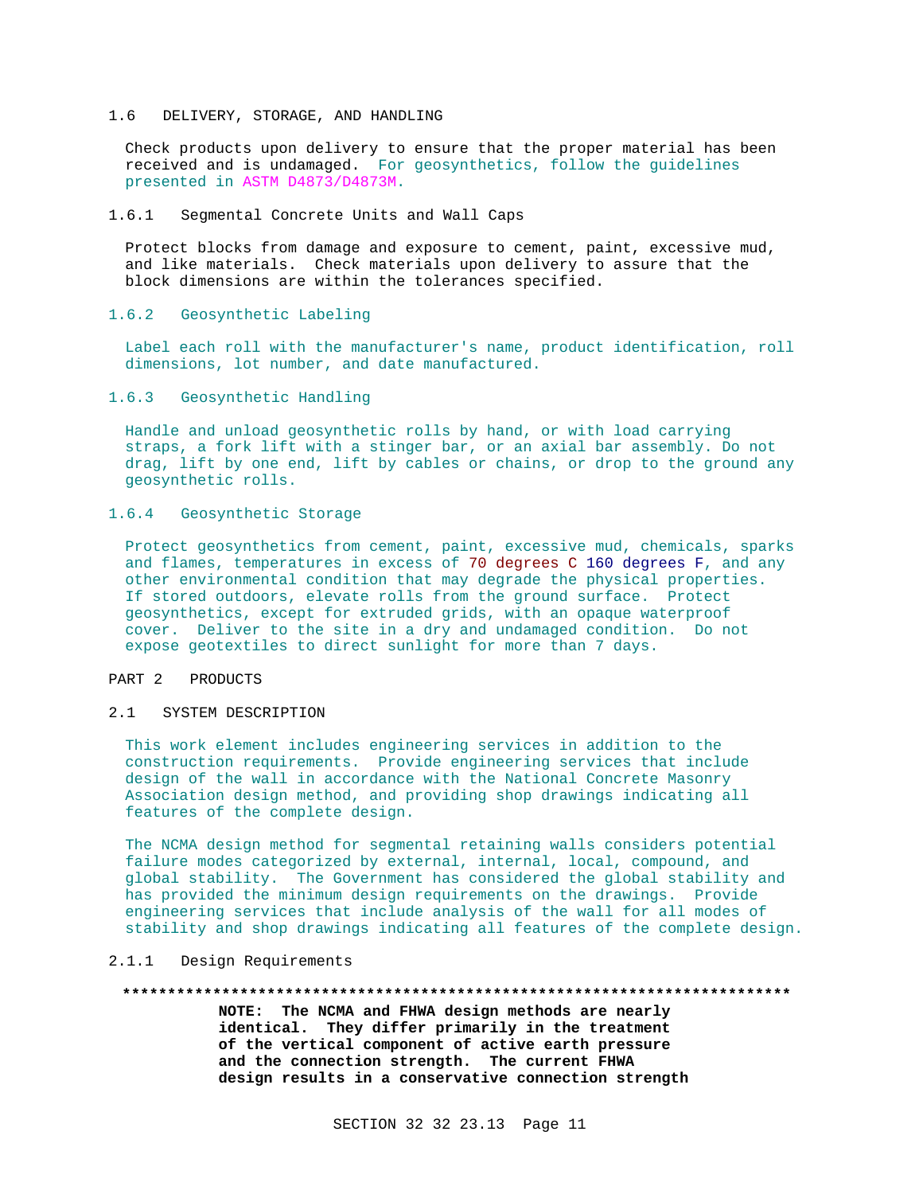## 1.6 DELIVERY, STORAGE, AND HANDLING

Check products upon delivery to ensure that the proper material has been received and is undamaged. For geosynthetics, follow the guidelines presented in ASTM D4873/D4873M.

### 1.6.1 Segmental Concrete Units and Wall Caps

Protect blocks from damage and exposure to cement, paint, excessive mud, and like materials. Check materials upon delivery to assure that the block dimensions are within the tolerances specified.

### 1.6.2 Geosynthetic Labeling

Label each roll with the manufacturer's name, product identification, roll dimensions, lot number, and date manufactured.

### 1.6.3 Geosynthetic Handling

Handle and unload geosynthetic rolls by hand, or with load carrying straps, a fork lift with a stinger bar, or an axial bar assembly. Do not drag, lift by one end, lift by cables or chains, or drop to the ground any geosynthetic rolls.

### 1.6.4 Geosynthetic Storage

Protect geosynthetics from cement, paint, excessive mud, chemicals, sparks and flames, temperatures in excess of 70 degrees C 160 degrees F, and any other environmental condition that may degrade the physical properties. If stored outdoors, elevate rolls from the ground surface. Protect geosynthetics, except for extruded grids, with an opaque waterproof cover. Deliver to the site in a dry and undamaged condition. Do not expose geotextiles to direct sunlight for more than 7 days.

# PART 2 PRODUCTS

## 2.1 SYSTEM DESCRIPTION

This work element includes engineering services in addition to the construction requirements. Provide engineering services that include design of the wall in accordance with the National Concrete Masonry Association design method, and providing shop drawings indicating all features of the complete design.

The NCMA design method for segmental retaining walls considers potential failure modes categorized by external, internal, local, compound, and global stability. The Government has considered the global stability and has provided the minimum design requirements on the drawings. Provide engineering services that include analysis of the wall for all modes of stability and shop drawings indicating all features of the complete design.

### 2.1.1 Design Requirements

**************************************************************************

**NOTE: The NCMA and FHWA design methods are nearly identical. They differ primarily in the treatment of the vertical component of active earth pressure and the connection strength. The current FHWA design results in a conservative connection strength**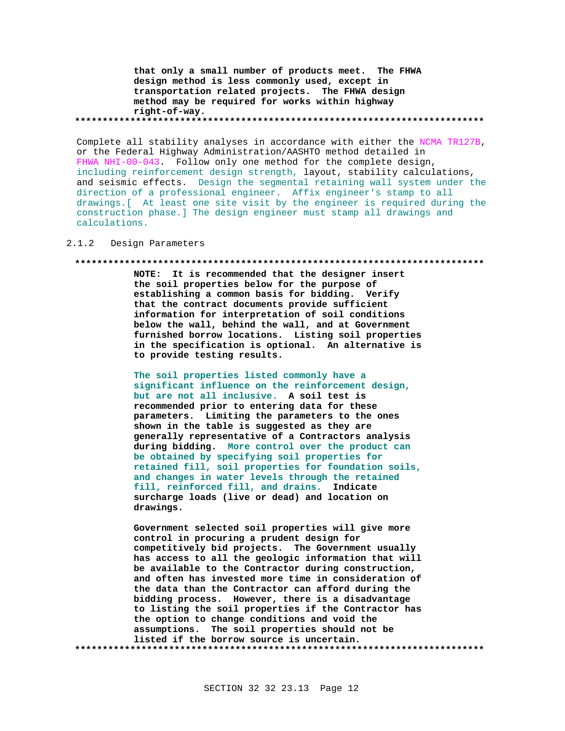that only a small number of products meet. The FHWA design method is less commonly used, except in transportation related projects. The FHWA design method may be required for works within highway right-of-way.
**************************************************************************

Complete all stability analyses in accordance with either the NCMA TR127B, or the Federal Highway Administration/AASHTO method detailed in FHWA NHI-00-043. Follow only one method for the complete design, including reinforcement design strength, layout, stability calculations, and seismic effects. Design the segmental retaining wall system under the direction of a professional engineer. Affix engineer's stamp to all drawings.[ At least one site visit by the engineer is required during the construction phase.] The design engineer must stamp all drawings and calculations.

### 2.1.2 Design Parameters

**************************************************************************

**NOTE: It is recommended that the designer insert the soil properties below for the purpose of establishing a common basis for bidding. Verify that the contract documents provide sufficient information for interpretation of soil conditions below the wall, behind the wall, and at Government furnished borrow locations. Listing soil properties in the specification is optional. An alternative is to provide testing results.**

**The soil properties listed commonly have a significant influence on the reinforcement design, but are not all inclusive. A soil test is recommended prior to entering data for these parameters. Limiting the parameters to the ones shown in the table is suggested as they are generally representative of a Contractors analysis during bidding. More control over the product can be obtained by specifying soil properties for retained fill, soil properties for foundation soils, and changes in water levels through the retained fill, reinforced fill, and drains. Indicate surcharge loads (live or dead) and location on drawings.**

**Government selected soil properties will give more control in procuring a prudent design for competitively bid projects. The Government usually has access to all the geologic information that will be available to the Contractor during construction, and often has invested more time in consideration of the data than the Contractor can afford during the bidding process. However, there is a disadvantage to listing the soil properties if the Contractor has the option to change conditions and void the assumptions. The soil properties should not be listed if the borrow source is uncertain.**
**************************************************************************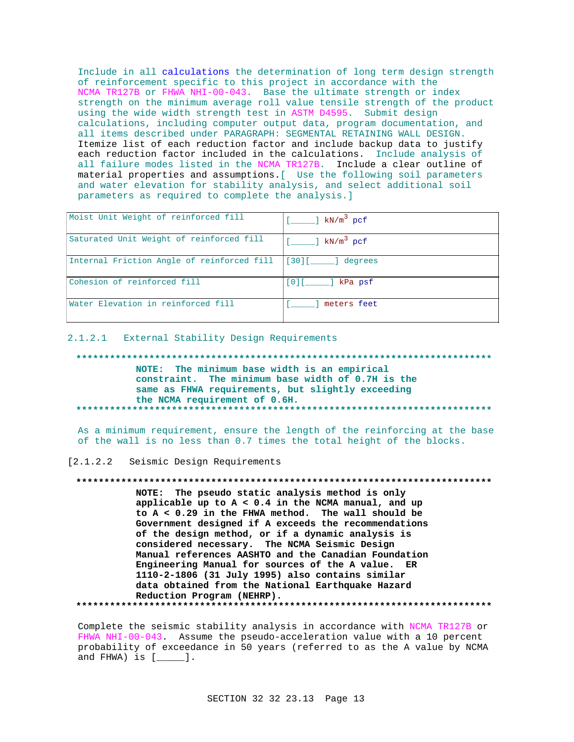Include in all calculations the determination of long term design strength of reinforcement specific to this project in accordance with the NCMA TR127B or FHWA NHI-00-043. Base the ultimate strength or index strength on the minimum average roll value tensile strength of the product using the wide width strength test in ASTM D4595. Submit design calculations, including computer output data, program documentation, and all items described under PARAGRAPH: SEGMENTAL RETAINING WALL DESIGN. Itemize list of each reduction factor and include backup data to justify each reduction factor included in the calculations. Include analysis of all failure modes listed in the NCMA TR127B. Include a clear outline of material properties and assumptions.[ Use the following soil parameters and water elevation for stability analysis, and select additional soil parameters as required to complete the analysis.]

| | |
|---|---|
| Moist Unit Weight of reinforced fill | [_____] $kN/m^3$ pcf |
| Saturated Unit Weight of reinforced fill | [_____] $kN/m^3$ pcf |
| Internal Friction Angle of reinforced fill | [30][_____] degrees |
| Cohesion of reinforced fill | [0][_____] kPa psf |
| Water Elevation in reinforced fill | [_____] meters feet |

### 2.1.2.1 External Stability Design Requirements

**************************************************************************
**NOTE: The minimum base width is an empirical constraint. The minimum base width of 0.7H is the same as FHWA requirements, but slightly exceeding the NCMA requirement of 0.6H.**
**************************************************************************

As a minimum requirement, ensure the length of the reinforcing at the base of the wall is no less than 0.7 times the total height of the blocks.

### [2.1.2.2 Seismic Design Requirements

**************************************************************************
**NOTE: The pseudo static analysis method is only applicable up to A < 0.4 in the NCMA manual, and up to A < 0.29 in the FHWA method. The wall should be Government designed if A exceeds the recommendations of the design method, or if a dynamic analysis is considered necessary. The NCMA Seismic Design Manual references AASHTO and the Canadian Foundation Engineering Manual for sources of the A value. ER 1110-2-1806 (31 July 1995) also contains similar data obtained from the National Earthquake Hazard Reduction Program (NEHRP).**
**************************************************************************

Complete the seismic stability analysis in accordance with NCMA TR127B or FHWA NHI-00-043. Assume the pseudo-acceleration value with a 10 percent probability of exceedance in 50 years (referred to as the A value by NCMA and FHWA) is [_____].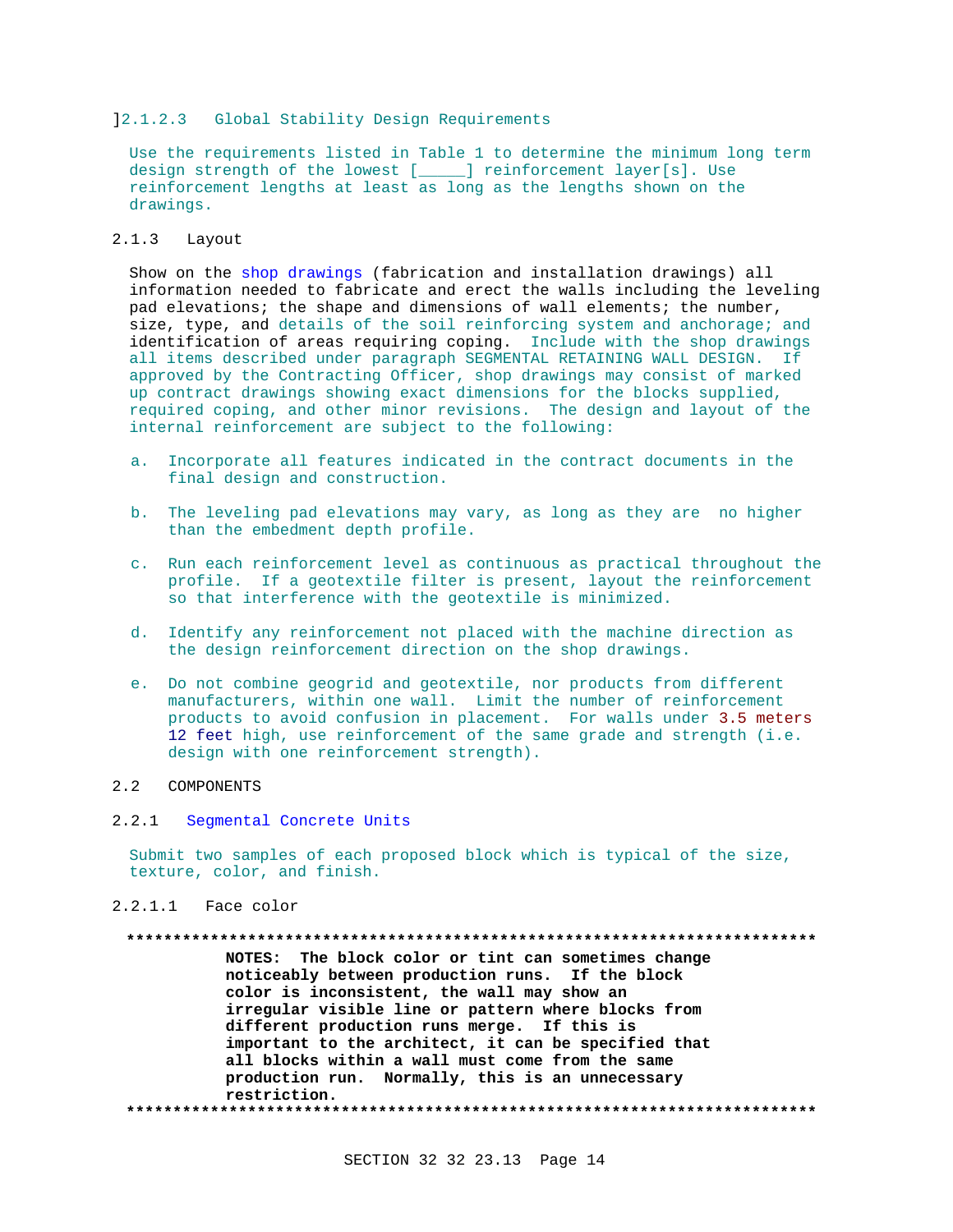]2.1.2.3   Global Stability Design Requirements

Use the requirements listed in Table 1 to determine the minimum long term design strength of the lowest [_____] reinforcement layer[s]. Use reinforcement lengths at least as long as the lengths shown on the drawings.

2.1.3   Layout

Show on the shop drawings (fabrication and installation drawings) all information needed to fabricate and erect the walls including the leveling pad elevations; the shape and dimensions of wall elements; the number, size, type, and details of the soil reinforcing system and anchorage; and identification of areas requiring coping.  Include with the shop drawings all items described under paragraph SEGMENTAL RETAINING WALL DESIGN.  If approved by the Contracting Officer, shop drawings may consist of marked up contract drawings showing exact dimensions for the blocks supplied, required coping, and other minor revisions.  The design and layout of the internal reinforcement are subject to the following:

a. Incorporate all features indicated in the contract documents in the final design and construction.

b. The leveling pad elevations may vary, as long as they are  no higher than the embedment depth profile.

c. Run each reinforcement level as continuous as practical throughout the profile.  If a geotextile filter is present, layout the reinforcement so that interference with the geotextile is minimized.

d. Identify any reinforcement not placed with the machine direction as the design reinforcement direction on the shop drawings.

e. Do not combine geogrid and geotextile, nor products from different manufacturers, within one wall.  Limit the number of reinforcement products to avoid confusion in placement.  For walls under 3.5 meters 12 feet high, use reinforcement of the same grade and strength (i.e. design with one reinforcement strength).

2.2   COMPONENTS

2.2.1   Segmental Concrete Units

Submit two samples of each proposed block which is typical of the size, texture, color, and finish.

2.2.1.1   Face color

**************************************************************************

**NOTES:  The block color or tint can sometimes change noticeably between production runs.  If the block color is inconsistent, the wall may show an irregular visible line or pattern where blocks from different production runs merge.  If this is important to the architect, it can be specified that all blocks within a wall must come from the same production run.  Normally, this is an unnecessary restriction.**

**************************************************************************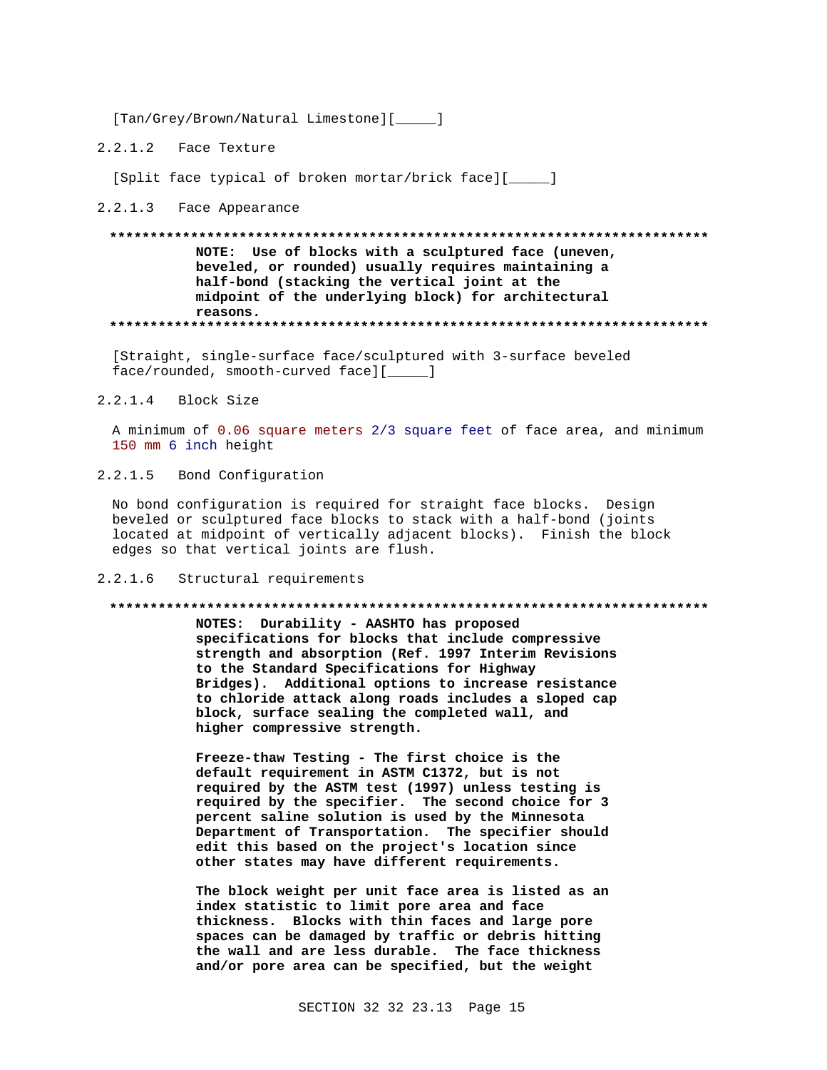[Tan/Grey/Brown/Natural Limestone][_____]

#### 2.2.1.2 Face Texture

[Split face typical of broken mortar/brick face][_____]

#### 2.2.1.3 Face Appearance

**************************************************************************

**NOTE: Use of blocks with a sculptured face (uneven, beveled, or rounded) usually requires maintaining a half-bond (stacking the vertical joint at the midpoint of the underlying block) for architectural reasons.**

**************************************************************************

[Straight, single-surface face/sculptured with 3-surface beveled face/rounded, smooth-curved face][_____]

#### 2.2.1.4 Block Size

A minimum of 0.06 square meters 2/3 square feet of face area, and minimum 150 mm 6 inch height

#### 2.2.1.5 Bond Configuration

No bond configuration is required for straight face blocks. Design beveled or sculptured face blocks to stack with a half-bond (joints located at midpoint of vertically adjacent blocks). Finish the block edges so that vertical joints are flush.

#### 2.2.1.6 Structural requirements

**************************************************************************

**NOTES: Durability - AASHTO has proposed specifications for blocks that include compressive strength and absorption (Ref. 1997 Interim Revisions to the Standard Specifications for Highway Bridges). Additional options to increase resistance to chloride attack along roads includes a sloped cap block, surface sealing the completed wall, and higher compressive strength.**

**Freeze-thaw Testing - The first choice is the default requirement in ASTM C1372, but is not required by the ASTM test (1997) unless testing is required by the specifier. The second choice for 3 percent saline solution is used by the Minnesota Department of Transportation. The specifier should edit this based on the project's location since other states may have different requirements.**

**The block weight per unit face area is listed as an index statistic to limit pore area and face thickness. Blocks with thin faces and large pore spaces can be damaged by traffic or debris hitting the wall and are less durable. The face thickness and/or pore area can be specified, but the weight**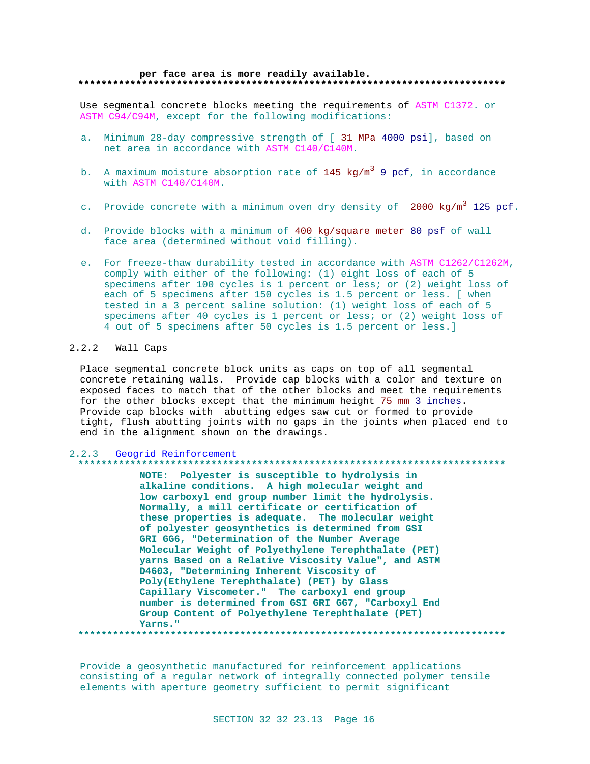**per face area is more readily available.**

**************************************************************************

Use segmental concrete blocks meeting the requirements of ASTM C1372. or ASTM C94/C94M, except for the following modifications:

a. Minimum 28-day compressive strength of [ 31 MPa 4000 psi], based on net area in accordance with ASTM C140/C140M.

b. A maximum moisture absorption rate of 145 $kg/m^3$ 9 pcf, in accordance with ASTM C140/C140M.

c. Provide concrete with a minimum oven dry density of 2000 $kg/m^3$ 125 pcf.

d. Provide blocks with a minimum of 400 kg/square meter 80 psf of wall face area (determined without void filling).

e. For freeze-thaw durability tested in accordance with ASTM C1262/C1262M, comply with either of the following: (1) eight loss of each of 5 specimens after 100 cycles is 1 percent or less; or (2) weight loss of each of 5 specimens after 150 cycles is 1.5 percent or less. [ when tested in a 3 percent saline solution: (1) weight loss of each of 5 specimens after 40 cycles is 1 percent or less; or (2) weight loss of 4 out of 5 specimens after 50 cycles is 1.5 percent or less.]

### 2.2.2 Wall Caps

Place segmental concrete block units as caps on top of all segmental concrete retaining walls. Provide cap blocks with a color and texture on exposed faces to match that of the other blocks and meet the requirements for the other blocks except that the minimum height 75 mm 3 inches. Provide cap blocks with abutting edges saw cut or formed to provide tight, flush abutting joints with no gaps in the joints when placed end to end in the alignment shown on the drawings.

### 2.2.3 Geogrid Reinforcement

**************************************************************************

**NOTE: Polyester is susceptible to hydrolysis in alkaline conditions. A high molecular weight and low carboxyl end group number limit the hydrolysis. Normally, a mill certificate or certification of these properties is adequate. The molecular weight of polyester geosynthetics is determined from GSI GRI GG6, "Determination of the Number Average Molecular Weight of Polyethylene Terephthalate (PET) yarns Based on a Relative Viscosity Value", and ASTM D4603, "Determining Inherent Viscosity of Poly(Ethylene Terephthalate) (PET) by Glass Capillary Viscometer." The carboxyl end group number is determined from GSI GRI GG7, "Carboxyl End Group Content of Polyethylene Terephthalate (PET) Yarns."**

**************************************************************************

Provide a geosynthetic manufactured for reinforcement applications consisting of a regular network of integrally connected polymer tensile elements with aperture geometry sufficient to permit significant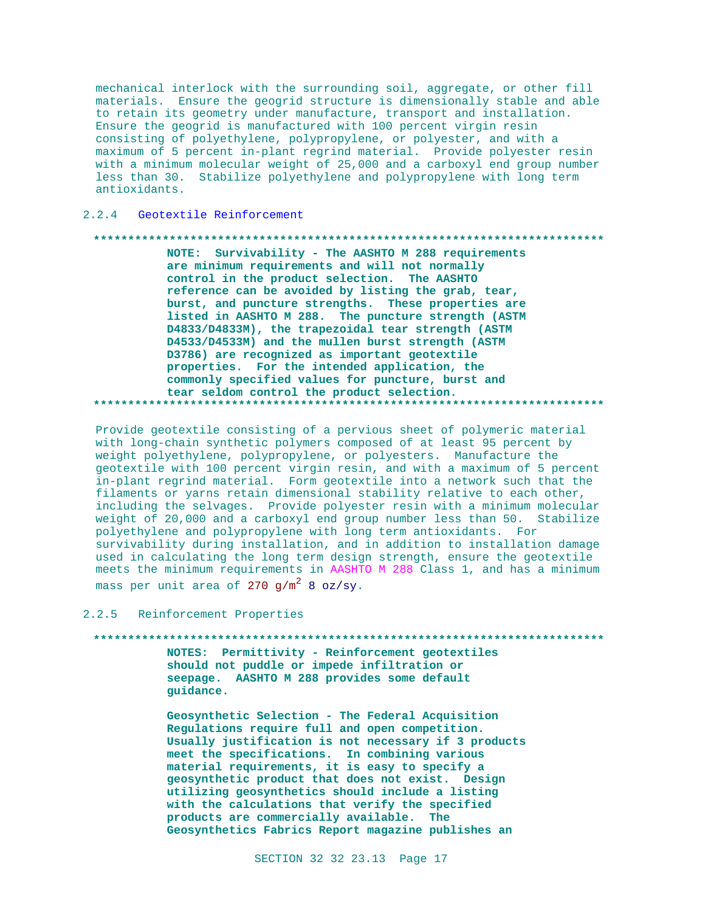mechanical interlock with the surrounding soil, aggregate, or other fill materials. Ensure the geogrid structure is dimensionally stable and able to retain its geometry under manufacture, transport and installation. Ensure the geogrid is manufactured with 100 percent virgin resin consisting of polyethylene, polypropylene, or polyester, and with a maximum of 5 percent in-plant regrind material. Provide polyester resin with a minimum molecular weight of 25,000 and a carboxyl end group number less than 30. Stabilize polyethylene and polypropylene with long term antioxidants.

### 2.2.4 Geotextile Reinforcement

**************************************************************************

**NOTE: Survivability - The AASHTO M 288 requirements are minimum requirements and will not normally control in the product selection. The AASHTO reference can be avoided by listing the grab, tear, burst, and puncture strengths. These properties are listed in AASHTO M 288. The puncture strength (ASTM D4833/D4833M), the trapezoidal tear strength (ASTM D4533/D4533M) and the mullen burst strength (ASTM D3786) are recognized as important geotextile properties. For the intended application, the commonly specified values for puncture, burst and tear seldom control the product selection.**

**************************************************************************

Provide geotextile consisting of a pervious sheet of polymeric material with long-chain synthetic polymers composed of at least 95 percent by weight polyethylene, polypropylene, or polyesters. Manufacture the geotextile with 100 percent virgin resin, and with a maximum of 5 percent in-plant regrind material. Form geotextile into a network such that the filaments or yarns retain dimensional stability relative to each other, including the selvages. Provide polyester resin with a minimum molecular weight of 20,000 and a carboxyl end group number less than 50. Stabilize polyethylene and polypropylene with long term antioxidants. For survivability during installation, and in addition to installation damage used in calculating the long term design strength, ensure the geotextile meets the minimum requirements in AASHTO M 288 Class 1, and has a minimum mass per unit area of 270 $g/m^2$ 8 oz/sy.

### 2.2.5 Reinforcement Properties

**************************************************************************

**NOTES: Permittivity - Reinforcement geotextiles should not puddle or impede infiltration or seepage. AASHTO M 288 provides some default guidance.**

**Geosynthetic Selection - The Federal Acquisition Regulations require full and open competition. Usually justification is not necessary if 3 products meet the specifications. In combining various material requirements, it is easy to specify a geosynthetic product that does not exist. Design utilizing geosynthetics should include a listing with the calculations that verify the specified products are commercially available. The Geosynthetics Fabrics Report magazine publishes an**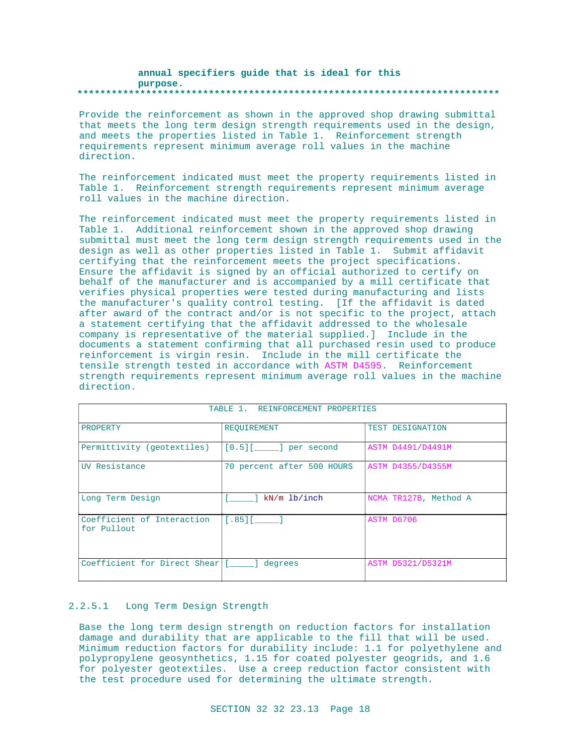**annual specifiers guide that is ideal for this purpose.**
**************************************************************************

Provide the reinforcement as shown in the approved shop drawing submittal that meets the long term design strength requirements used in the design, and meets the properties listed in Table 1. Reinforcement strength requirements represent minimum average roll values in the machine direction.

The reinforcement indicated must meet the property requirements listed in Table 1. Reinforcement strength requirements represent minimum average roll values in the machine direction.

The reinforcement indicated must meet the property requirements listed in Table 1. Additional reinforcement shown in the approved shop drawing submittal must meet the long term design strength requirements used in the design as well as other properties listed in Table 1. Submit affidavit certifying that the reinforcement meets the project specifications. Ensure the affidavit is signed by an official authorized to certify on behalf of the manufacturer and is accompanied by a mill certificate that verifies physical properties were tested during manufacturing and lists the manufacturer's quality control testing. [If the affidavit is dated after award of the contract and/or is not specific to the project, attach a statement certifying that the affidavit addressed to the wholesale company is representative of the material supplied.] Include in the documents a statement confirming that all purchased resin used to produce reinforcement is virgin resin. Include in the mill certificate the tensile strength tested in accordance with ASTM D4595. Reinforcement strength requirements represent minimum average roll values in the machine direction.

| TABLE 1. REINFORCEMENT PROPERTIES | | |
|---|---|---|
| PROPERTY | REQUIREMENT | TEST DESIGNATION |
| Permittivity (geotextiles) | [0.5][_____] per second | ASTM D4491/D4491M |
| UV Resistance | 70 percent after 500 HOURS | ASTM D4355/D4355M |
| Long Term Design | [_____] kN/m lb/inch | NCMA TR127B, Method A |
| Coefficient of Interaction for Pullout | [.85][_____] | ASTM D6706 |
| Coefficient for Direct Shear | [_____] degrees | ASTM D5321/D5321M |

### 2.2.5.1 Long Term Design Strength

Base the long term design strength on reduction factors for installation damage and durability that are applicable to the fill that will be used. Minimum reduction factors for durability include: 1.1 for polyethylene and polypropylene geosynthetics, 1.15 for coated polyester geogrids, and 1.6 for polyester geotextiles. Use a creep reduction factor consistent with the test procedure used for determining the ultimate strength.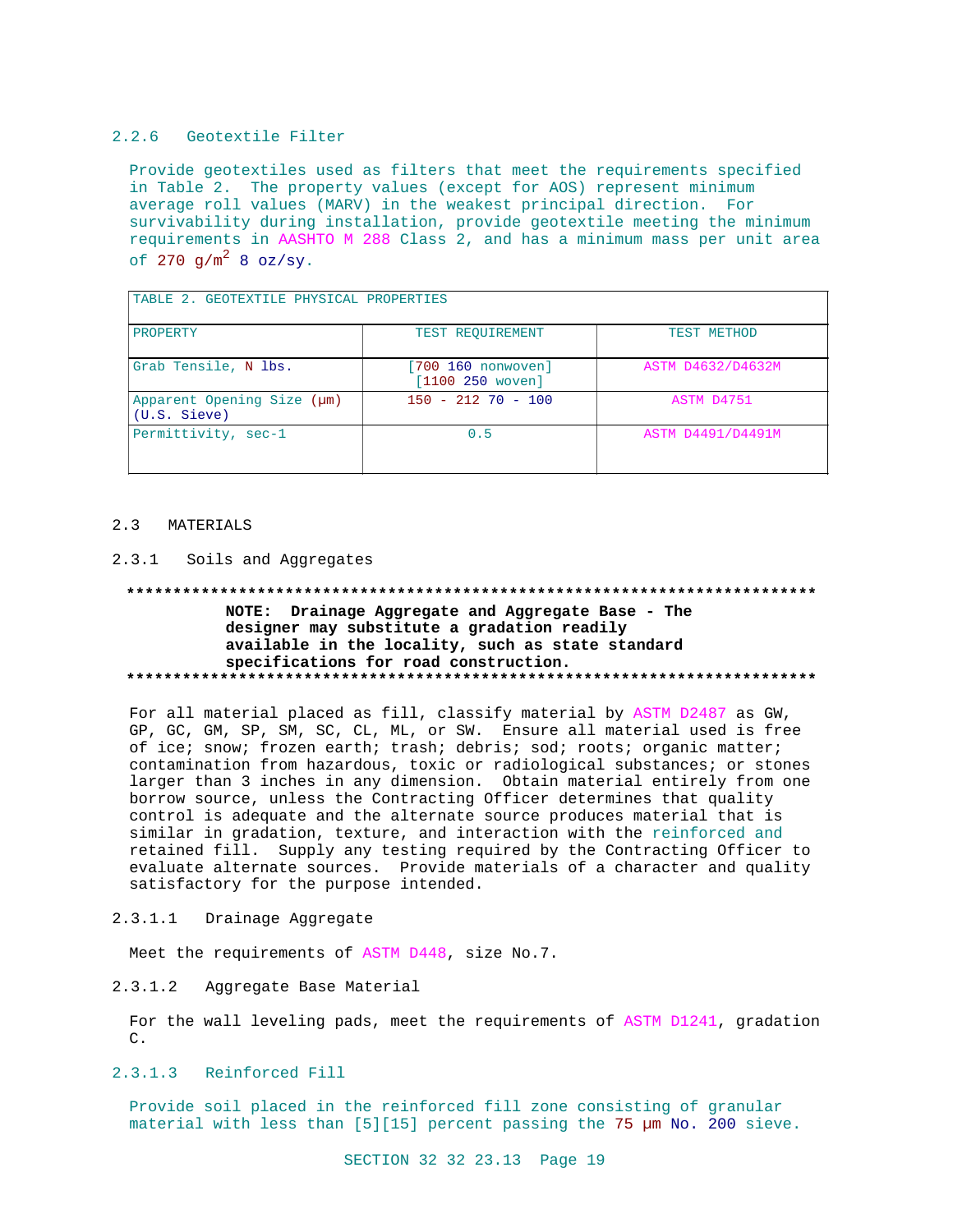### 2.2.6 Geotextile Filter

Provide geotextiles used as filters that meet the requirements specified in Table 2. The property values (except for AOS) represent minimum average roll values (MARV) in the weakest principal direction. For survivability during installation, provide geotextile meeting the minimum requirements in AASHTO M 288 Class 2, and has a minimum mass per unit area of 270 g/$m^2$ 8 oz/sy.

| TABLE 2. GEOTEXTILE PHYSICAL PROPERTIES | | |
|---|---|---|
| PROPERTY | TEST REQUIREMENT | TEST METHOD |
| Grab Tensile, N lbs. | [700 160 nonwoven] [1100 250 woven] | ASTM D4632/D4632M |
| Apparent Opening Size (µm) (U.S. Sieve) | 150 - 212 70 - 100 | ASTM D4751 |
| Permittivity, sec-1 | 0.5 | ASTM D4491/D4491M |

## 2.3 MATERIALS

### 2.3.1 Soils and Aggregates

**************************************************************************

**NOTE: Drainage Aggregate and Aggregate Base - The designer may substitute a gradation readily available in the locality, such as state standard specifications for road construction.**

**************************************************************************

For all material placed as fill, classify material by ASTM D2487 as GW, GP, GC, GM, SP, SM, SC, CL, ML, or SW. Ensure all material used is free of ice; snow; frozen earth; trash; debris; sod; roots; organic matter; contamination from hazardous, toxic or radiological substances; or stones larger than 3 inches in any dimension. Obtain material entirely from one borrow source, unless the Contracting Officer determines that quality control is adequate and the alternate source produces material that is similar in gradation, texture, and interaction with the reinforced and retained fill. Supply any testing required by the Contracting Officer to evaluate alternate sources. Provide materials of a character and quality satisfactory for the purpose intended.

#### 2.3.1.1 Drainage Aggregate

Meet the requirements of ASTM D448, size No.7.

#### 2.3.1.2 Aggregate Base Material

For the wall leveling pads, meet the requirements of ASTM D1241, gradation C.

#### 2.3.1.3 Reinforced Fill

Provide soil placed in the reinforced fill zone consisting of granular material with less than [5][15] percent passing the 75 µm No. 200 sieve.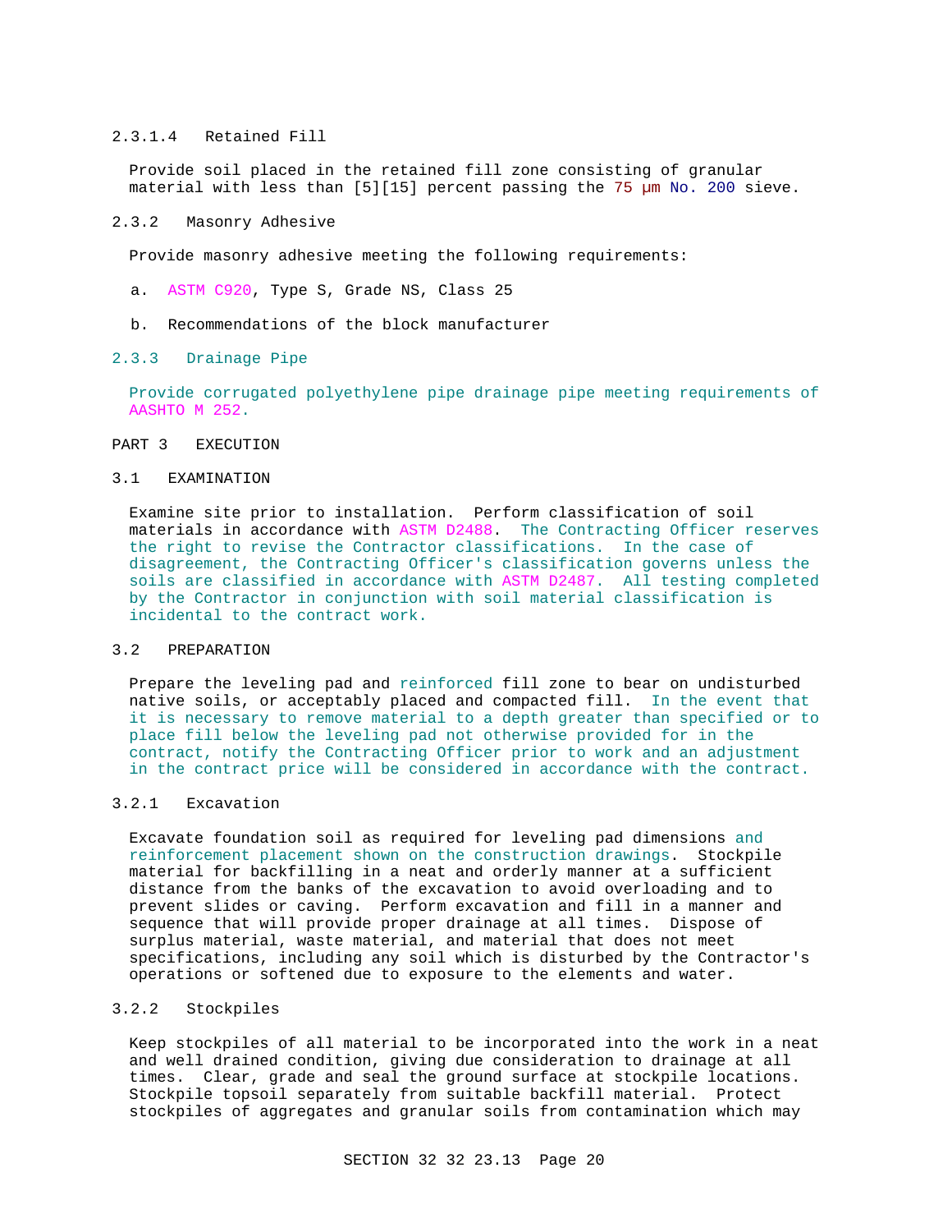#### 2.3.1.4 Retained Fill

Provide soil placed in the retained fill zone consisting of granular material with less than [5][15] percent passing the 75 µm No. 200 sieve.

### 2.3.2 Masonry Adhesive

Provide masonry adhesive meeting the following requirements:

a. ASTM C920, Type S, Grade NS, Class 25

b. Recommendations of the block manufacturer

### 2.3.3 Drainage Pipe

Provide corrugated polyethylene pipe drainage pipe meeting requirements of AASHTO M 252.

# PART 3 EXECUTION

## 3.1 EXAMINATION

Examine site prior to installation. Perform classification of soil materials in accordance with ASTM D2488. The Contracting Officer reserves the right to revise the Contractor classifications. In the case of disagreement, the Contracting Officer's classification governs unless the soils are classified in accordance with ASTM D2487. All testing completed by the Contractor in conjunction with soil material classification is incidental to the contract work.

## 3.2 PREPARATION

Prepare the leveling pad and reinforced fill zone to bear on undisturbed native soils, or acceptably placed and compacted fill. In the event that it is necessary to remove material to a depth greater than specified or to place fill below the leveling pad not otherwise provided for in the contract, notify the Contracting Officer prior to work and an adjustment in the contract price will be considered in accordance with the contract.

### 3.2.1 Excavation

Excavate foundation soil as required for leveling pad dimensions and reinforcement placement shown on the construction drawings. Stockpile material for backfilling in a neat and orderly manner at a sufficient distance from the banks of the excavation to avoid overloading and to prevent slides or caving. Perform excavation and fill in a manner and sequence that will provide proper drainage at all times. Dispose of surplus material, waste material, and material that does not meet specifications, including any soil which is disturbed by the Contractor's operations or softened due to exposure to the elements and water.

### 3.2.2 Stockpiles

Keep stockpiles of all material to be incorporated into the work in a neat and well drained condition, giving due consideration to drainage at all times. Clear, grade and seal the ground surface at stockpile locations. Stockpile topsoil separately from suitable backfill material. Protect stockpiles of aggregates and granular soils from contamination which may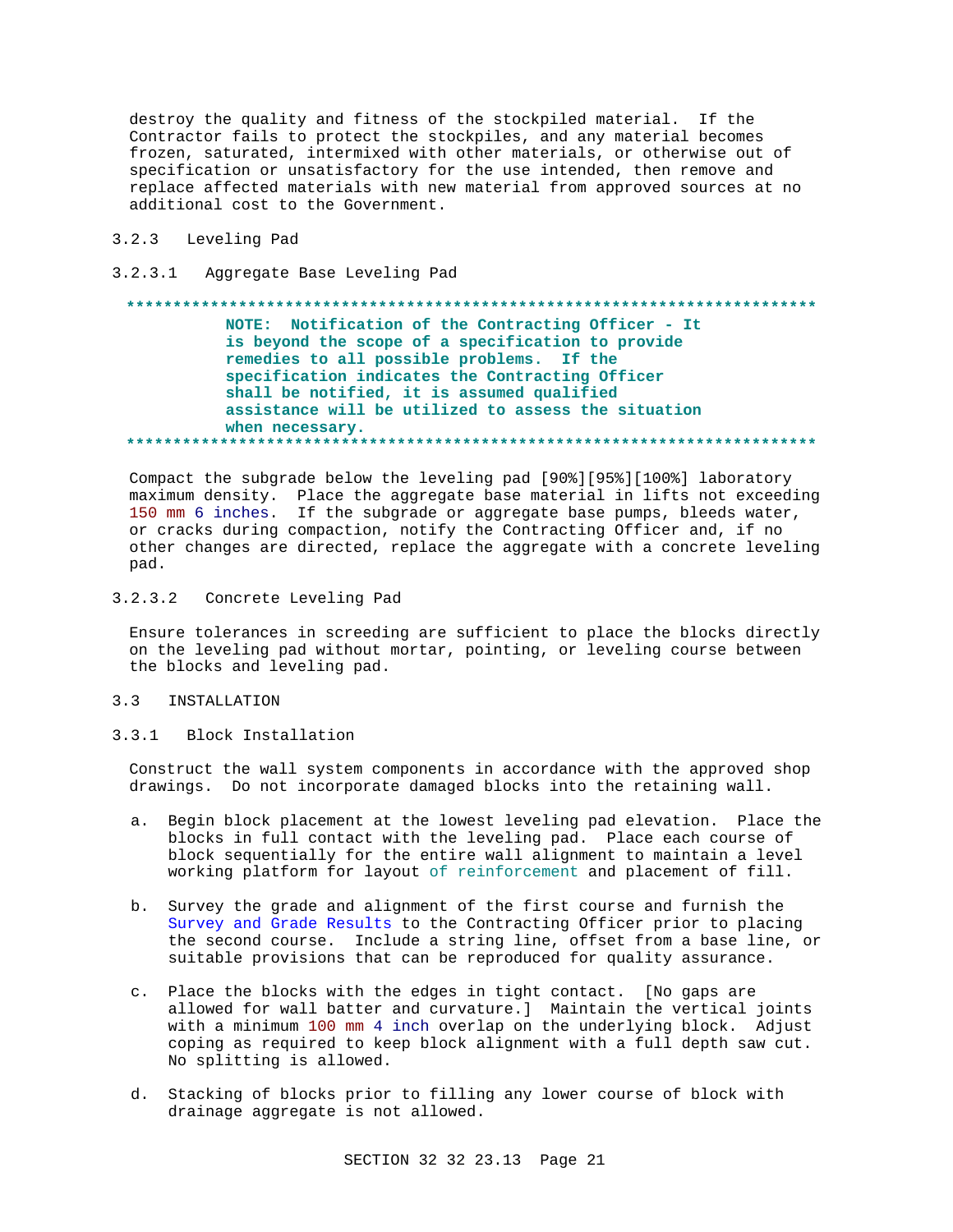destroy the quality and fitness of the stockpiled material. If the Contractor fails to protect the stockpiles, and any material becomes frozen, saturated, intermixed with other materials, or otherwise out of specification or unsatisfactory for the use intended, then remove and replace affected materials with new material from approved sources at no additional cost to the Government.

### 3.2.3 Leveling Pad

#### 3.2.3.1 Aggregate Base Leveling Pad

**************************************************************************

**NOTE: Notification of the Contracting Officer - It is beyond the scope of a specification to provide remedies to all possible problems. If the specification indicates the Contracting Officer shall be notified, it is assumed qualified assistance will be utilized to assess the situation when necessary.**

**************************************************************************

Compact the subgrade below the leveling pad [90%][95%][100%] laboratory maximum density. Place the aggregate base material in lifts not exceeding 150 mm 6 inches. If the subgrade or aggregate base pumps, bleeds water, or cracks during compaction, notify the Contracting Officer and, if no other changes are directed, replace the aggregate with a concrete leveling pad.

#### 3.2.3.2 Concrete Leveling Pad

Ensure tolerances in screeding are sufficient to place the blocks directly on the leveling pad without mortar, pointing, or leveling course between the blocks and leveling pad.

## 3.3 INSTALLATION

### 3.3.1 Block Installation

Construct the wall system components in accordance with the approved shop drawings. Do not incorporate damaged blocks into the retaining wall.

a. Begin block placement at the lowest leveling pad elevation. Place the blocks in full contact with the leveling pad. Place each course of block sequentially for the entire wall alignment to maintain a level working platform for layout of reinforcement and placement of fill.

b. Survey the grade and alignment of the first course and furnish the Survey and Grade Results to the Contracting Officer prior to placing the second course. Include a string line, offset from a base line, or suitable provisions that can be reproduced for quality assurance.

c. Place the blocks with the edges in tight contact. [No gaps are allowed for wall batter and curvature.] Maintain the vertical joints with a minimum 100 mm 4 inch overlap on the underlying block. Adjust coping as required to keep block alignment with a full depth saw cut. No splitting is allowed.

d. Stacking of blocks prior to filling any lower course of block with drainage aggregate is not allowed.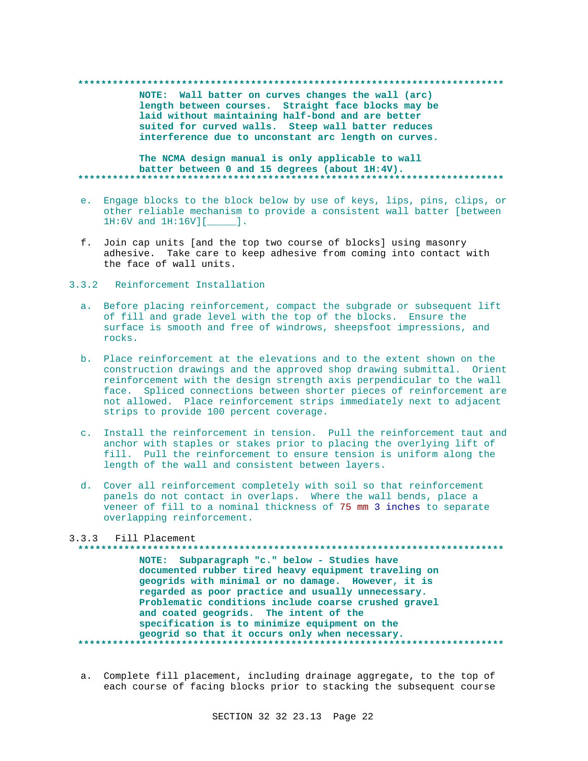**************************************************************************

**NOTE: Wall batter on curves changes the wall (arc) length between courses. Straight face blocks may be laid without maintaining half-bond and are better suited for curved walls. Steep wall batter reduces interference due to unconstant arc length on curves.**

**The NCMA design manual is only applicable to wall batter between 0 and 15 degrees (about 1H:4V).**

**************************************************************************

e. Engage blocks to the block below by use of keys, lips, pins, clips, or other reliable mechanism to provide a consistent wall batter [between 1H:6V and 1H:16V][_____].

f. Join cap units [and the top two course of blocks] using masonry adhesive. Take care to keep adhesive from coming into contact with the face of wall units.

### 3.3.2 Reinforcement Installation

a. Before placing reinforcement, compact the subgrade or subsequent lift of fill and grade level with the top of the blocks. Ensure the surface is smooth and free of windrows, sheepsfoot impressions, and rocks.

b. Place reinforcement at the elevations and to the extent shown on the construction drawings and the approved shop drawing submittal. Orient reinforcement with the design strength axis perpendicular to the wall face. Spliced connections between shorter pieces of reinforcement are not allowed. Place reinforcement strips immediately next to adjacent strips to provide 100 percent coverage.

c. Install the reinforcement in tension. Pull the reinforcement taut and anchor with staples or stakes prior to placing the overlying lift of fill. Pull the reinforcement to ensure tension is uniform along the length of the wall and consistent between layers.

d. Cover all reinforcement completely with soil so that reinforcement panels do not contact in overlaps. Where the wall bends, place a veneer of fill to a nominal thickness of 75 mm 3 inches to separate overlapping reinforcement.

### 3.3.3 Fill Placement

**************************************************************************

**NOTE: Subparagraph "c." below - Studies have documented rubber tired heavy equipment traveling on geogrids with minimal or no damage. However, it is regarded as poor practice and usually unnecessary. Problematic conditions include coarse crushed gravel and coated geogrids. The intent of the specification is to minimize equipment on the geogrid so that it occurs only when necessary.**

**************************************************************************

a. Complete fill placement, including drainage aggregate, to the top of each course of facing blocks prior to stacking the subsequent course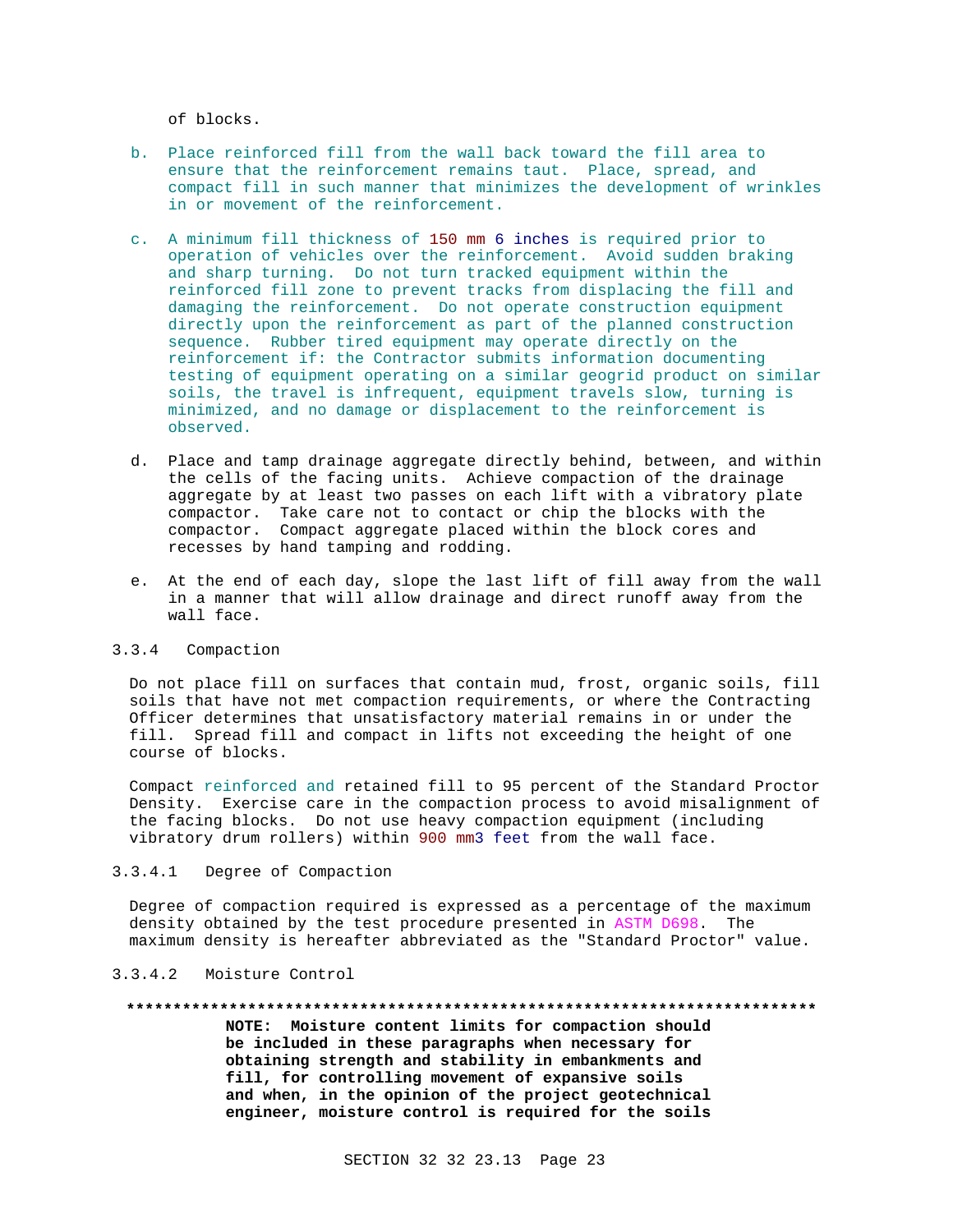of blocks.

b. Place reinforced fill from the wall back toward the fill area to ensure that the reinforcement remains taut. Place, spread, and compact fill in such manner that minimizes the development of wrinkles in or movement of the reinforcement.

c. A minimum fill thickness of 150 mm 6 inches is required prior to operation of vehicles over the reinforcement. Avoid sudden braking and sharp turning. Do not turn tracked equipment within the reinforced fill zone to prevent tracks from displacing the fill and damaging the reinforcement. Do not operate construction equipment directly upon the reinforcement as part of the planned construction sequence. Rubber tired equipment may operate directly on the reinforcement if: the Contractor submits information documenting testing of equipment operating on a similar geogrid product on similar soils, the travel is infrequent, equipment travels slow, turning is minimized, and no damage or displacement to the reinforcement is observed.

d. Place and tamp drainage aggregate directly behind, between, and within the cells of the facing units. Achieve compaction of the drainage aggregate by at least two passes on each lift with a vibratory plate compactor. Take care not to contact or chip the blocks with the compactor. Compact aggregate placed within the block cores and recesses by hand tamping and rodding.

e. At the end of each day, slope the last lift of fill away from the wall in a manner that will allow drainage and direct runoff away from the wall face.

### 3.3.4 Compaction

Do not place fill on surfaces that contain mud, frost, organic soils, fill soils that have not met compaction requirements, or where the Contracting Officer determines that unsatisfactory material remains in or under the fill. Spread fill and compact in lifts not exceeding the height of one course of blocks.

Compact reinforced and retained fill to 95 percent of the Standard Proctor Density. Exercise care in the compaction process to avoid misalignment of the facing blocks. Do not use heavy compaction equipment (including vibratory drum rollers) within 900 mm3 feet from the wall face.

#### 3.3.4.1 Degree of Compaction

Degree of compaction required is expressed as a percentage of the maximum density obtained by the test procedure presented in ASTM D698. The maximum density is hereafter abbreviated as the "Standard Proctor" value.

#### 3.3.4.2 Moisture Control

**************************************************************************

**NOTE: Moisture content limits for compaction should be included in these paragraphs when necessary for obtaining strength and stability in embankments and fill, for controlling movement of expansive soils and when, in the opinion of the project geotechnical engineer, moisture control is required for the soils**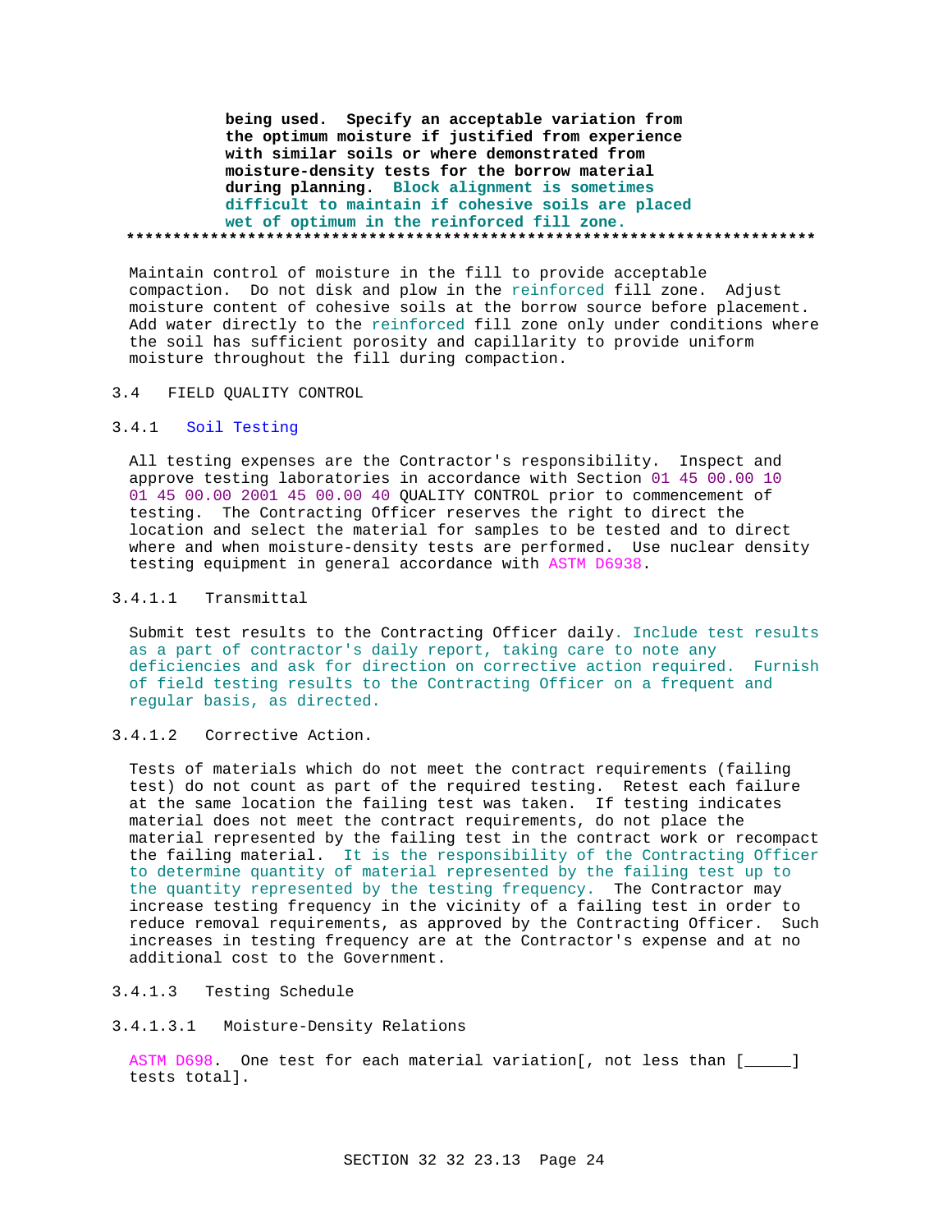**being used. Specify an acceptable variation from the optimum moisture if justified from experience with similar soils or where demonstrated from moisture-density tests for the borrow material during planning. Block alignment is sometimes difficult to maintain if cohesive soils are placed wet of optimum in the reinforced fill zone.**
**************************************************************************

Maintain control of moisture in the fill to provide acceptable compaction. Do not disk and plow in the reinforced fill zone. Adjust moisture content of cohesive soils at the borrow source before placement. Add water directly to the reinforced fill zone only under conditions where the soil has sufficient porosity and capillarity to provide uniform moisture throughout the fill during compaction.

## 3.4 FIELD QUALITY CONTROL

### 3.4.1 Soil Testing

All testing expenses are the Contractor's responsibility. Inspect and approve testing laboratories in accordance with Section 01 45 00.00 10 01 45 00.00 2001 45 00.00 40 QUALITY CONTROL prior to commencement of testing. The Contracting Officer reserves the right to direct the location and select the material for samples to be tested and to direct where and when moisture-density tests are performed. Use nuclear density testing equipment in general accordance with ASTM D6938.

#### 3.4.1.1 Transmittal

Submit test results to the Contracting Officer daily. Include test results as a part of contractor's daily report, taking care to note any deficiencies and ask for direction on corrective action required. Furnish of field testing results to the Contracting Officer on a frequent and regular basis, as directed.

#### 3.4.1.2 Corrective Action.

Tests of materials which do not meet the contract requirements (failing test) do not count as part of the required testing. Retest each failure at the same location the failing test was taken. If testing indicates material does not meet the contract requirements, do not place the material represented by the failing test in the contract work or recompact the failing material. It is the responsibility of the Contracting Officer to determine quantity of material represented by the failing test up to the quantity represented by the testing frequency. The Contractor may increase testing frequency in the vicinity of a failing test in order to reduce removal requirements, as approved by the Contracting Officer. Such increases in testing frequency are at the Contractor's expense and at no additional cost to the Government.

#### 3.4.1.3 Testing Schedule

##### 3.4.1.3.1 Moisture-Density Relations

ASTM D698. One test for each material variation[, not less than [_____] tests total].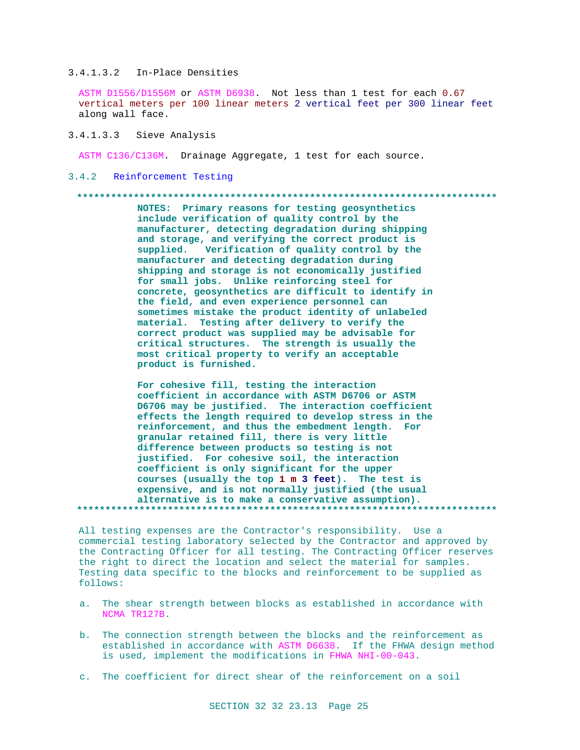#### 3.4.1.3.2 In-Place Densities

ASTM D1556/D1556M or ASTM D6938. Not less than 1 test for each 0.67 vertical meters per 100 linear meters 2 vertical feet per 300 linear feet along wall face.

#### 3.4.1.3.3 Sieve Analysis

ASTM C136/C136M. Drainage Aggregate, 1 test for each source.

### 3.4.2 Reinforcement Testing

**************************************************************************

**NOTES: Primary reasons for testing geosynthetics include verification of quality control by the manufacturer, detecting degradation during shipping and storage, and verifying the correct product is supplied. Verification of quality control by the manufacturer and detecting degradation during shipping and storage is not economically justified for small jobs. Unlike reinforcing steel for concrete, geosynthetics are difficult to identify in the field, and even experience personnel can sometimes mistake the product identity of unlabeled material. Testing after delivery to verify the correct product was supplied may be advisable for critical structures. The strength is usually the most critical property to verify an acceptable product is furnished.**

**For cohesive fill, testing the interaction coefficient in accordance with ASTM D6706 or ASTM D6706 may be justified. The interaction coefficient effects the length required to develop stress in the reinforcement, and thus the embedment length. For granular retained fill, there is very little difference between products so testing is not justified. For cohesive soil, the interaction coefficient is only significant for the upper courses (usually the top 1 m 3 feet). The test is expensive, and is not normally justified (the usual alternative is to make a conservative assumption).**

**************************************************************************

All testing expenses are the Contractor's responsibility. Use a commercial testing laboratory selected by the Contractor and approved by the Contracting Officer for all testing. The Contracting Officer reserves the right to direct the location and select the material for samples. Testing data specific to the blocks and reinforcement to be supplied as follows:

a. The shear strength between blocks as established in accordance with NCMA TR127B.

b. The connection strength between the blocks and the reinforcement as established in accordance with ASTM D6638. If the FHWA design method is used, implement the modifications in FHWA NHI-00-043.

c. The coefficient for direct shear of the reinforcement on a soil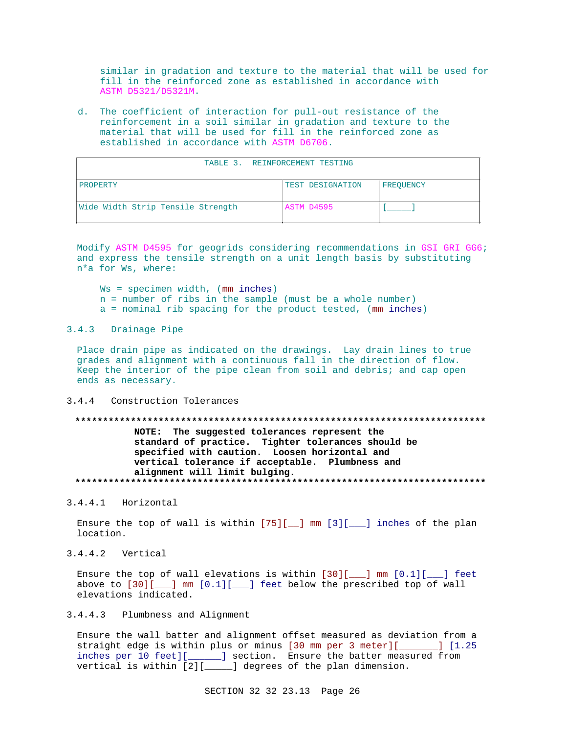similar in gradation and texture to the material that will be used for fill in the reinforced zone as established in accordance with ASTM D5321/D5321M.

d. The coefficient of interaction for pull-out resistance of the reinforcement in a soil similar in gradation and texture to the material that will be used for fill in the reinforced zone as established in accordance with ASTM D6706.

| TABLE 3. REINFORCEMENT TESTING | | |
|---|---|---|
| PROPERTY | TEST DESIGNATION | FREQUENCY |
| Wide Width Strip Tensile Strength | ASTM D4595 | [_____] |

Modify ASTM D4595 for geogrids considering recommendations in GSI GRI GG6; and express the tensile strength on a unit length basis by substituting n*a for Ws, where:

Ws = specimen width, (mm inches)
n = number of ribs in the sample (must be a whole number)
a = nominal rib spacing for the product tested, (mm inches)

### 3.4.3 Drainage Pipe

Place drain pipe as indicated on the drawings. Lay drain lines to true grades and alignment with a continuous fall in the direction of flow. Keep the interior of the pipe clean from soil and debris; and cap open ends as necessary.

### 3.4.4 Construction Tolerances

**************************************************************************

**NOTE: The suggested tolerances represent the standard of practice. Tighter tolerances should be specified with caution. Loosen horizontal and vertical tolerance if acceptable. Plumbness and alignment will limit bulging.**

**************************************************************************

#### 3.4.4.1 Horizontal

Ensure the top of wall is within [75][__] mm [3][___] inches of the plan location.

#### 3.4.4.2 Vertical

Ensure the top of wall elevations is within [30][___] mm [0.1][___] feet above to [30][___] mm [0.1][___] feet below the prescribed top of wall elevations indicated.

#### 3.4.4.3 Plumbness and Alignment

Ensure the wall batter and alignment offset measured as deviation from a straight edge is within plus or minus [30 mm per 3 meter][_______] [1.25 inches per 10 feet][______] section. Ensure the batter measured from vertical is within [2][_____] degrees of the plan dimension.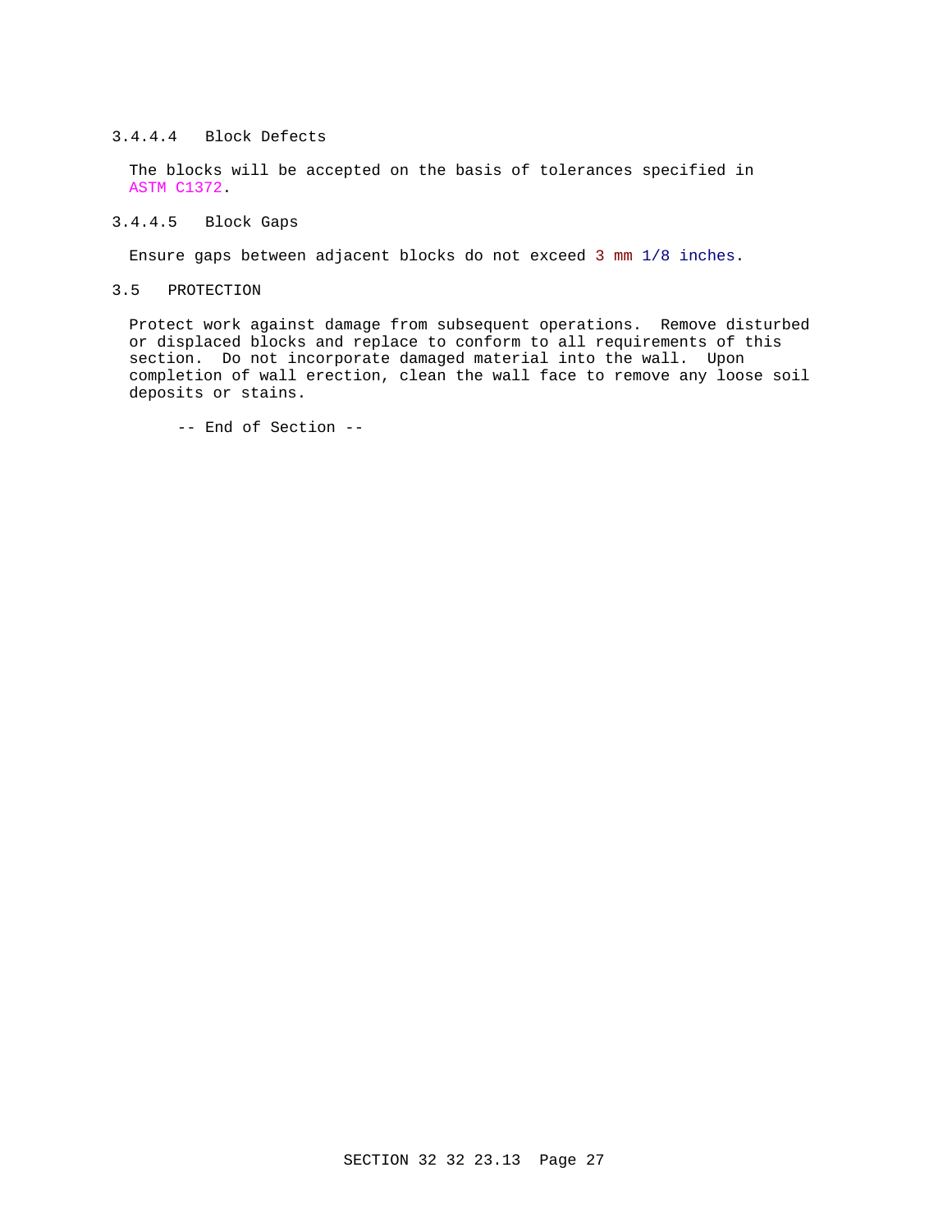#### 3.4.4.4 Block Defects

The blocks will be accepted on the basis of tolerances specified in ASTM C1372.

#### 3.4.4.5 Block Gaps

Ensure gaps between adjacent blocks do not exceed 3 mm 1/8 inches.

## 3.5 PROTECTION

Protect work against damage from subsequent operations. Remove disturbed or displaced blocks and replace to conform to all requirements of this section. Do not incorporate damaged material into the wall. Upon completion of wall erection, clean the wall face to remove any loose soil deposits or stains.

-- End of Section --